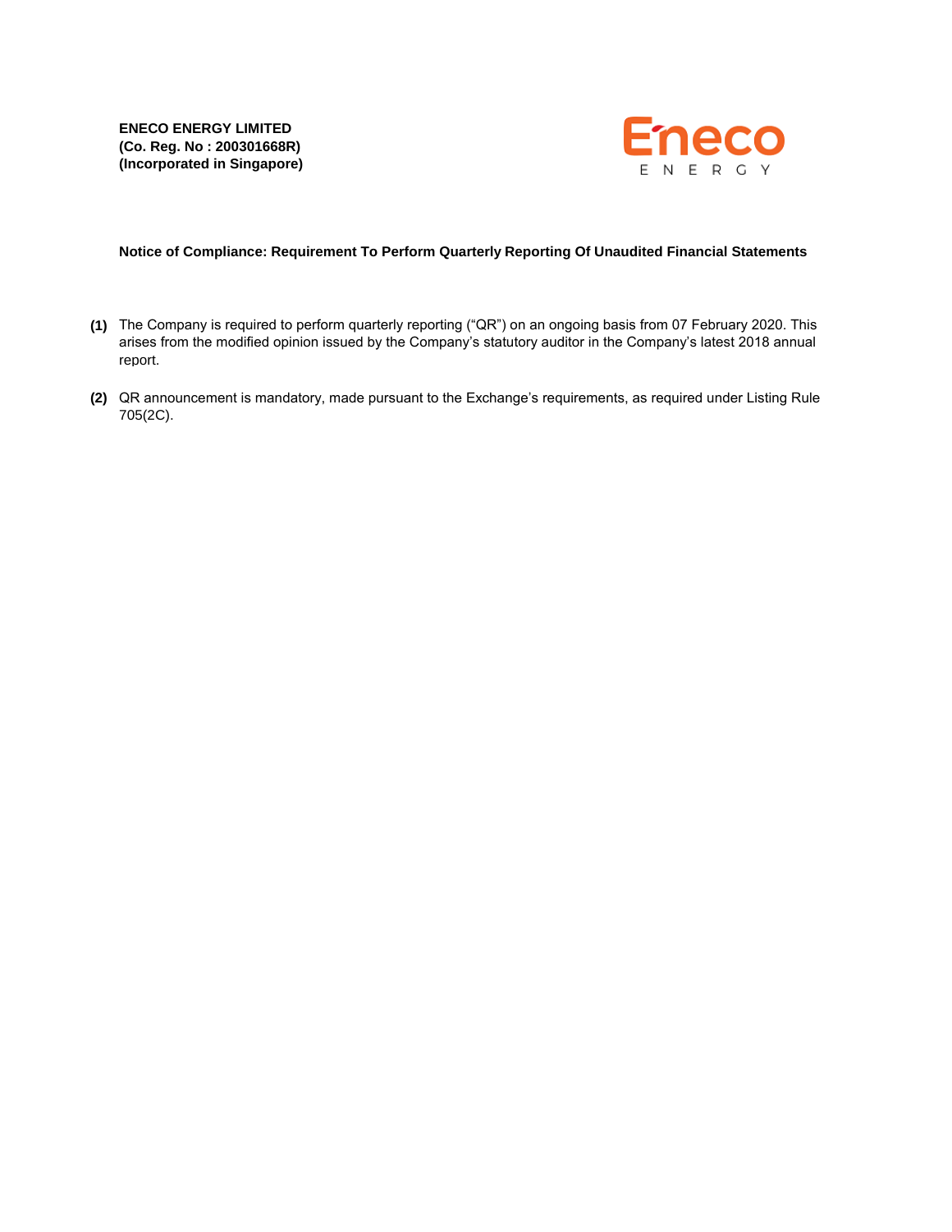**ENECO ENERGY LIMITED**
**(Co. Reg. No : 200301668R)**
**(Incorporated in Singapore)**

Eneco
ENERGY

**Notice of Compliance: Requirement To Perform Quarterly Reporting Of Unaudited Financial Statements**

**(1)** The Company is required to perform quarterly reporting ("QR") on an ongoing basis from 07 February 2020. This arises from the modified opinion issued by the Company's statutory auditor in the Company's latest 2018 annual report.

**(2)** QR announcement is mandatory, made pursuant to the Exchange's requirements, as required under Listing Rule 705(2C).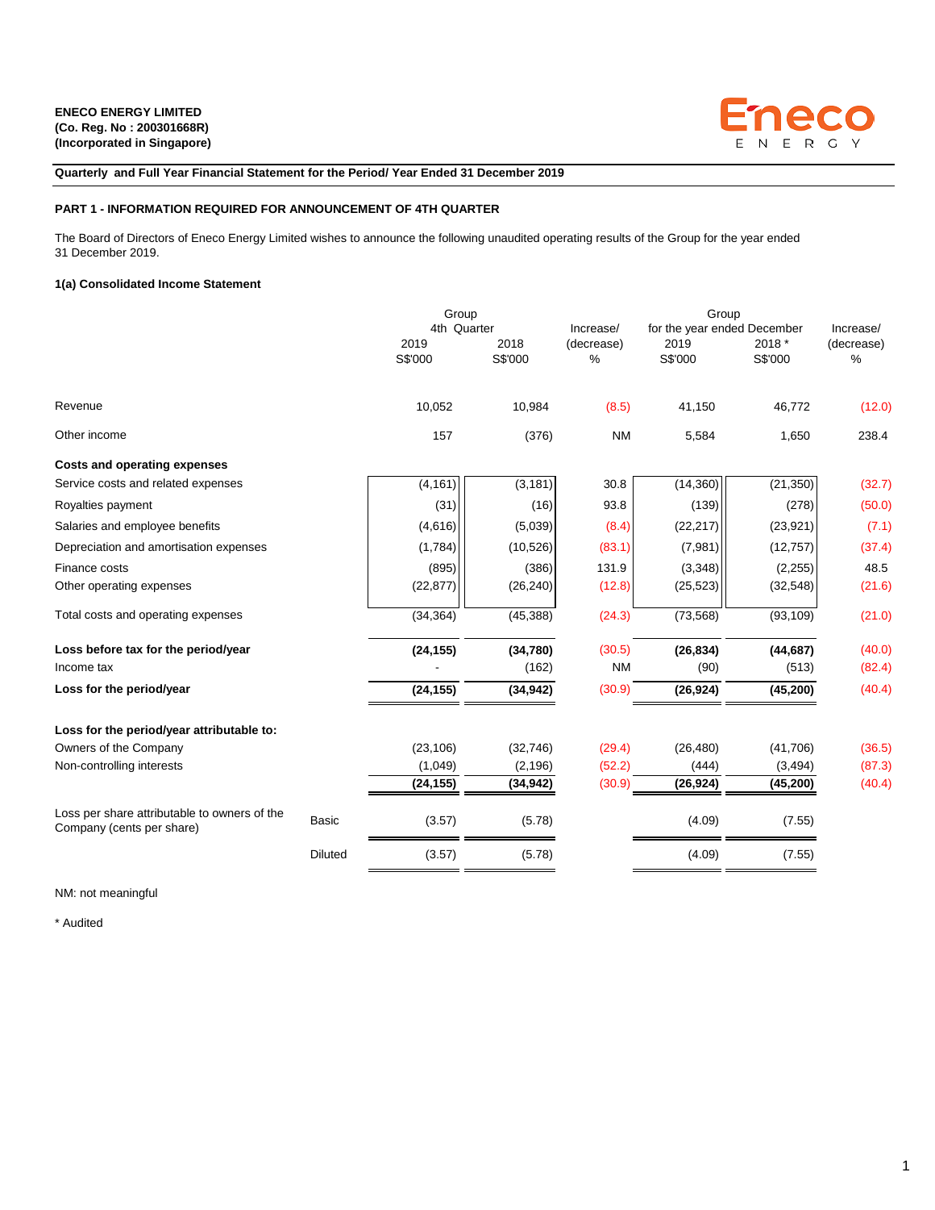**ENECO ENERGY LIMITED**
**(Co. Reg. No : 200301668R)**
**(Incorporated in Singapore)**

**Quarterly and Full Year Financial Statement for the Period/ Year Ended 31 December 2019**

**PART 1 - INFORMATION REQUIRED FOR ANNOUNCEMENT OF 4TH QUARTER**

The Board of Directors of Eneco Energy Limited wishes to announce the following unaudited operating results of the Group for the year ended 31 December 2019.

**1(a) Consolidated Income Statement**

| | | Group 4th Quarter | | Increase/ (decrease) | Group for the year ended December | | Increase/ (decrease) |
|---|---|---|---|---|---|---|---|
| | | 2019 S$'000 | 2018 S$'000 | % | 2019 S$'000 | 2018 * S$'000 | % |
| Revenue | | 10,052 | 10,984 | (8.5) | 41,150 | 46,772 | (12.0) |
| Other income | | 157 | (376) | NM | 5,584 | 1,650 | 238.4 |
| **Costs and operating expenses** | | | | | | | |
| Service costs and related expenses | | (4,161) | (3,181) | 30.8 | (14,360) | (21,350) | (32.7) |
| Royalties payment | | (31) | (16) | 93.8 | (139) | (278) | (50.0) |
| Salaries and employee benefits | | (4,616) | (5,039) | (8.4) | (22,217) | (23,921) | (7.1) |
| Depreciation and amortisation expenses | | (1,784) | (10,526) | (83.1) | (7,981) | (12,757) | (37.4) |
| Finance costs | | (895) | (386) | 131.9 | (3,348) | (2,255) | 48.5 |
| Other operating expenses | | (22,877) | (26,240) | (12.8) | (25,523) | (32,548) | (21.6) |
| Total costs and operating expenses | | (34,364) | (45,388) | (24.3) | (73,568) | (93,109) | (21.0) |
| **Loss before tax for the period/year** | | **(24,155)** | **(34,780)** | (30.5) | **(26,834)** | **(44,687)** | (40.0) |
| Income tax | | - | (162) | NM | (90) | (513) | (82.4) |
| **Loss for the period/year** | | **(24,155)** | **(34,942)** | (30.9) | **(26,924)** | **(45,200)** | (40.4) |
| **Loss for the period/year attributable to:** | | | | | | | |
| Owners of the Company | | (23,106) | (32,746) | (29.4) | (26,480) | (41,706) | (36.5) |
| Non-controlling interests | | (1,049) | (2,196) | (52.2) | (444) | (3,494) | (87.3) |
| | | **(24,155)** | **(34,942)** | (30.9) | **(26,924)** | **(45,200)** | (40.4) |
| Loss per share attributable to owners of the Company (cents per share) | Basic | (3.57) | (5.78) | | (4.09) | (7.55) | |
| | Diluted | (3.57) | (5.78) | | (4.09) | (7.55) | |

NM: not meaningful

\* Audited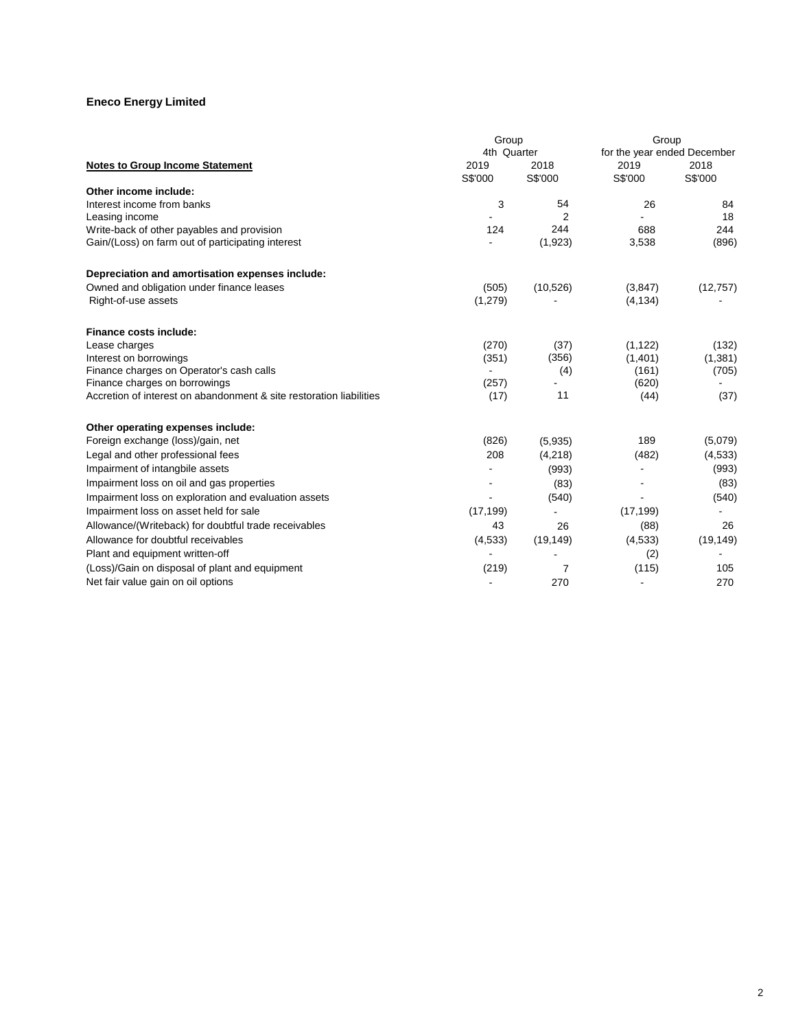**Eneco Energy Limited**

| Notes to Group Income Statement | Group 4th Quarter | | Group for the year ended December | |
|---|---|---|---|---|
| | 2019 | 2018 | 2019 | 2018 |
| | S$'000 | S$'000 | S$'000 | S$'000 |
| **Other income include:** | | | | |
| Interest income from banks | 3 | 54 | 26 | 84 |
| Leasing income | - | 2 | - | 18 |
| Write-back of other payables and provision | 124 | 244 | 688 | 244 |
| Gain/(Loss) on farm out of participating interest | - | (1,923) | 3,538 | (896) |
| **Depreciation and amortisation expenses include:** | | | | |
| Owned and obligation under finance leases | (505) | (10,526) | (3,847) | (12,757) |
| Right-of-use assets | (1,279) | - | (4,134) | - |
| **Finance costs include:** | | | | |
| Lease charges | (270) | (37) | (1,122) | (132) |
| Interest on borrowings | (351) | (356) | (1,401) | (1,381) |
| Finance charges on Operator's cash calls | - | (4) | (161) | (705) |
| Finance charges on borrowings | (257) | - | (620) | - |
| Accretion of interest on abandonment & site restoration liabilities | (17) | 11 | (44) | (37) |
| **Other operating expenses include:** | | | | |
| Foreign exchange (loss)/gain, net | (826) | (5,935) | 189 | (5,079) |
| Legal and other professional fees | 208 | (4,218) | (482) | (4,533) |
| Impairment of intangbile assets | - | (993) | - | (993) |
| Impairment loss on oil and gas properties | - | (83) | - | (83) |
| Impairment loss on exploration and evaluation assets | - | (540) | - | (540) |
| Impairment loss on asset held for sale | (17,199) | - | (17,199) | - |
| Allowance/(Writeback) for doubtful trade receivables | 43 | 26 | (88) | 26 |
| Allowance for doubtful receivables | (4,533) | (19,149) | (4,533) | (19,149) |
| Plant and equipment written-off | - | - | (2) | - |
| (Loss)/Gain on disposal of plant and equipment | (219) | 7 | (115) | 105 |
| Net fair value gain on oil options | - | 270 | - | 270 |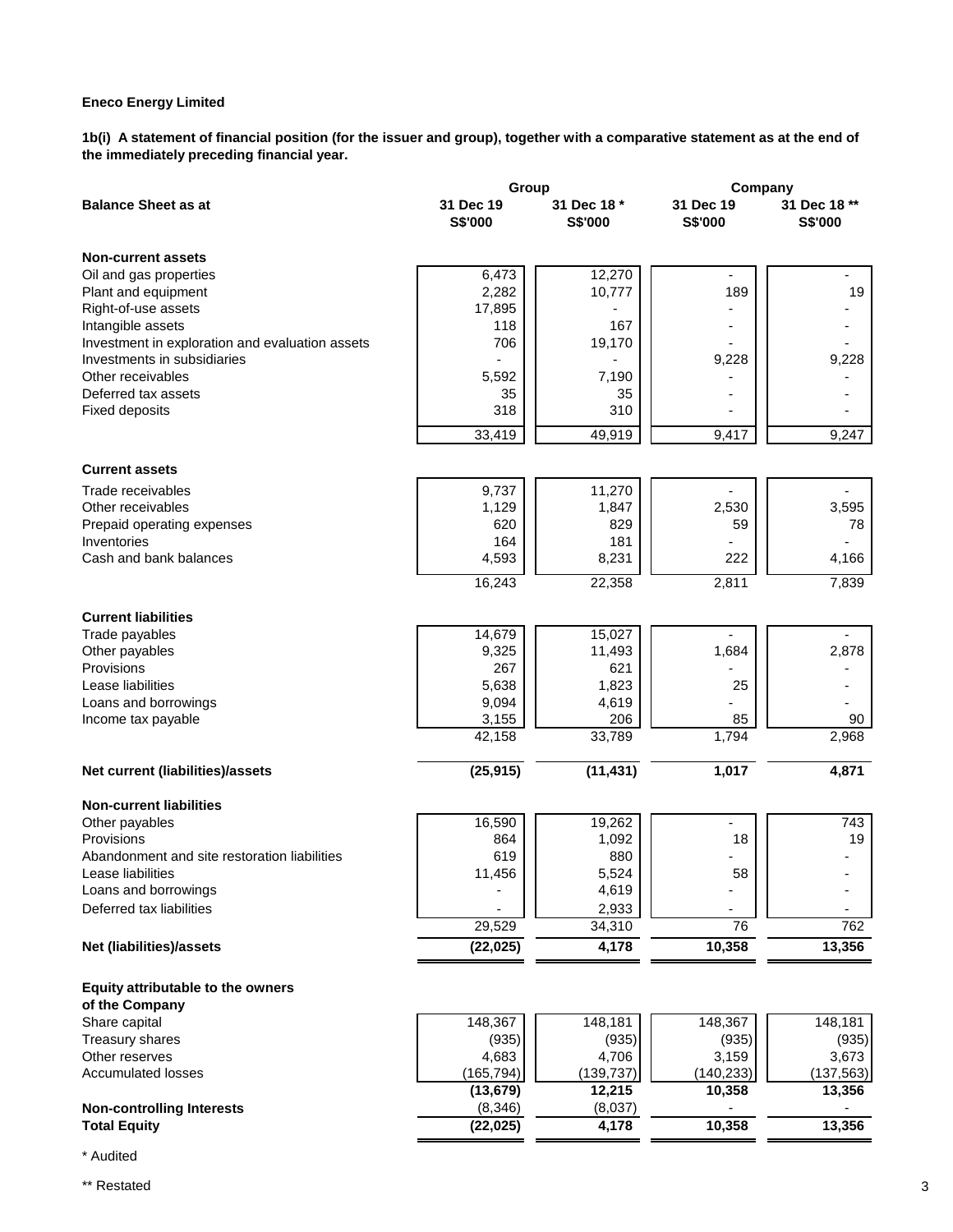**Eneco Energy Limited**

**1b(i) A statement of financial position (for the issuer and group), together with a comparative statement as at the end of the immediately preceding financial year.**

| **Balance Sheet as at** | **Group** | | **Company** | |
|---|---|---|---|---|
| | **31 Dec 19** | **31 Dec 18 *** | **31 Dec 19** | **31 Dec 18 **** |
| | **S$'000** | **S$'000** | **S$'000** | **S$'000** |
| **Non-current assets** | | | | |
| Oil and gas properties | 6,473 | 12,270 | - | - |
| Plant and equipment | 2,282 | 10,777 | 189 | 19 |
| Right-of-use assets | 17,895 | - | - | - |
| Intangible assets | 118 | 167 | - | - |
| Investment in exploration and evaluation assets | 706 | 19,170 | - | - |
| Investments in subsidiaries | - | - | 9,228 | 9,228 |
| Other receivables | 5,592 | 7,190 | - | - |
| Deferred tax assets | 35 | 35 | - | - |
| Fixed deposits | 318 | 310 | - | - |
| | 33,419 | 49,919 | 9,417 | 9,247 |
| **Current assets** | | | | |
| Trade receivables | 9,737 | 11,270 | - | - |
| Other receivables | 1,129 | 1,847 | 2,530 | 3,595 |
| Prepaid operating expenses | 620 | 829 | 59 | 78 |
| Inventories | 164 | 181 | - | - |
| Cash and bank balances | 4,593 | 8,231 | 222 | 4,166 |
| | 16,243 | 22,358 | 2,811 | 7,839 |
| **Current liabilities** | | | | |
| Trade payables | 14,679 | 15,027 | - | - |
| Other payables | 9,325 | 11,493 | 1,684 | 2,878 |
| Provisions | 267 | 621 | - | - |
| Lease liabilities | 5,638 | 1,823 | 25 | - |
| Loans and borrowings | 9,094 | 4,619 | - | - |
| Income tax payable | 3,155 | 206 | 85 | 90 |
| | 42,158 | 33,789 | 1,794 | 2,968 |
| **Net current (liabilities)/assets** | **(25,915)** | **(11,431)** | **1,017** | **4,871** |
| **Non-current liabilities** | | | | |
| Other payables | 16,590 | 19,262 | - | 743 |
| Provisions | 864 | 1,092 | 18 | 19 |
| Abandonment and site restoration liabilities | 619 | 880 | - | - |
| Lease liabilities | 11,456 | 5,524 | 58 | - |
| Loans and borrowings | - | 4,619 | - | - |
| Deferred tax liabilities | - | 2,933 | - | - |
| | 29,529 | 34,310 | 76 | 762 |
| **Net (liabilities)/assets** | **(22,025)** | **4,178** | **10,358** | **13,356** |
| **Equity attributable to the owners of the Company** | | | | |
| Share capital | 148,367 | 148,181 | 148,367 | 148,181 |
| Treasury shares | (935) | (935) | (935) | (935) |
| Other reserves | 4,683 | 4,706 | 3,159 | 3,673 |
| Accumulated losses | (165,794) | (139,737) | (140,233) | (137,563) |
| | **(13,679)** | **12,215** | **10,358** | **13,356** |
| **Non-controlling Interests** | (8,346) | (8,037) | - | - |
| **Total Equity** | **(22,025)** | **4,178** | **10,358** | **13,356** |

\* Audited

\** Restated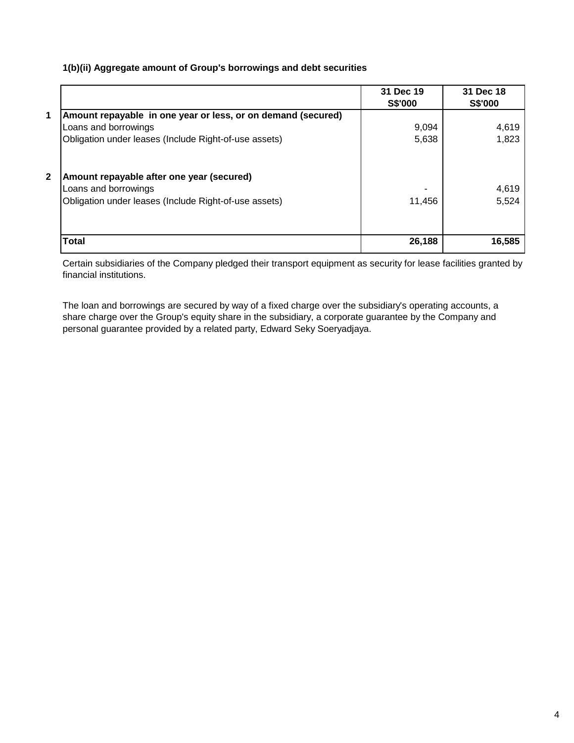**1(b)(ii) Aggregate amount of Group's borrowings and debt securities**

| | | 31 Dec 19<br>S$'000 | 31 Dec 18<br>S$'000 |
|---|---|---|---|
| 1 | **Amount repayable in one year or less, or on demand (secured)** | | |
| | Loans and borrowings | 9,094 | 4,619 |
| | Obligation under leases (Include Right-of-use assets) | 5,638 | 1,823 |
| 2 | **Amount repayable after one year (secured)** | | |
| | Loans and borrowings | - | 4,619 |
| | Obligation under leases (Include Right-of-use assets) | 11,456 | 5,524 |
| | **Total** | **26,188** | **16,585** |

Certain subsidiaries of the Company pledged their transport equipment as security for lease facilities granted by financial institutions.

The loan and borrowings are secured by way of a fixed charge over the subsidiary's operating accounts, a share charge over the Group's equity share in the subsidiary, a corporate guarantee by the Company and personal guarantee provided by a related party, Edward Seky Soeryadjaya.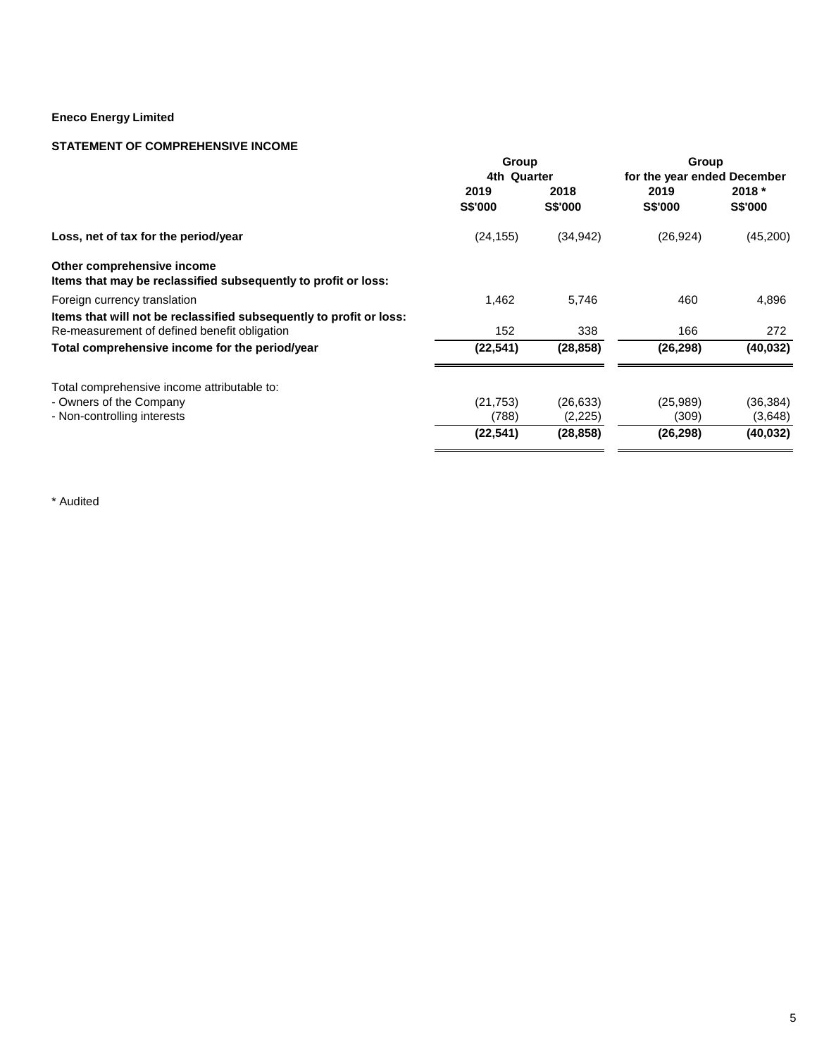**Eneco Energy Limited**

**STATEMENT OF COMPREHENSIVE INCOME**

| | Group | | Group | |
|---|---|---|---|---|
| | 4th Quarter | | for the year ended December | |
| | 2019 | 2018 | 2019 | 2018 * |
| | S$'000 | S$'000 | S$'000 | S$'000 |
| **Loss, net of tax for the period/year** | (24,155) | (34,942) | (26,924) | (45,200) |
| **Other comprehensive income** | | | | |
| **Items that may be reclassified subsequently to profit or loss:** | | | | |
| Foreign currency translation | 1,462 | 5,746 | 460 | 4,896 |
| **Items that will not be reclassified subsequently to profit or loss:** | | | | |
| Re-measurement of defined benefit obligation | 152 | 338 | 166 | 272 |
| **Total comprehensive income for the period/year** | **(22,541)** | **(28,858)** | **(26,298)** | **(40,032)** |
| Total comprehensive income attributable to: | | | | |
| - Owners of the Company | (21,753) | (26,633) | (25,989) | (36,384) |
| - Non-controlling interests | (788) | (2,225) | (309) | (3,648) |
| | **(22,541)** | **(28,858)** | **(26,298)** | **(40,032)** |

\* Audited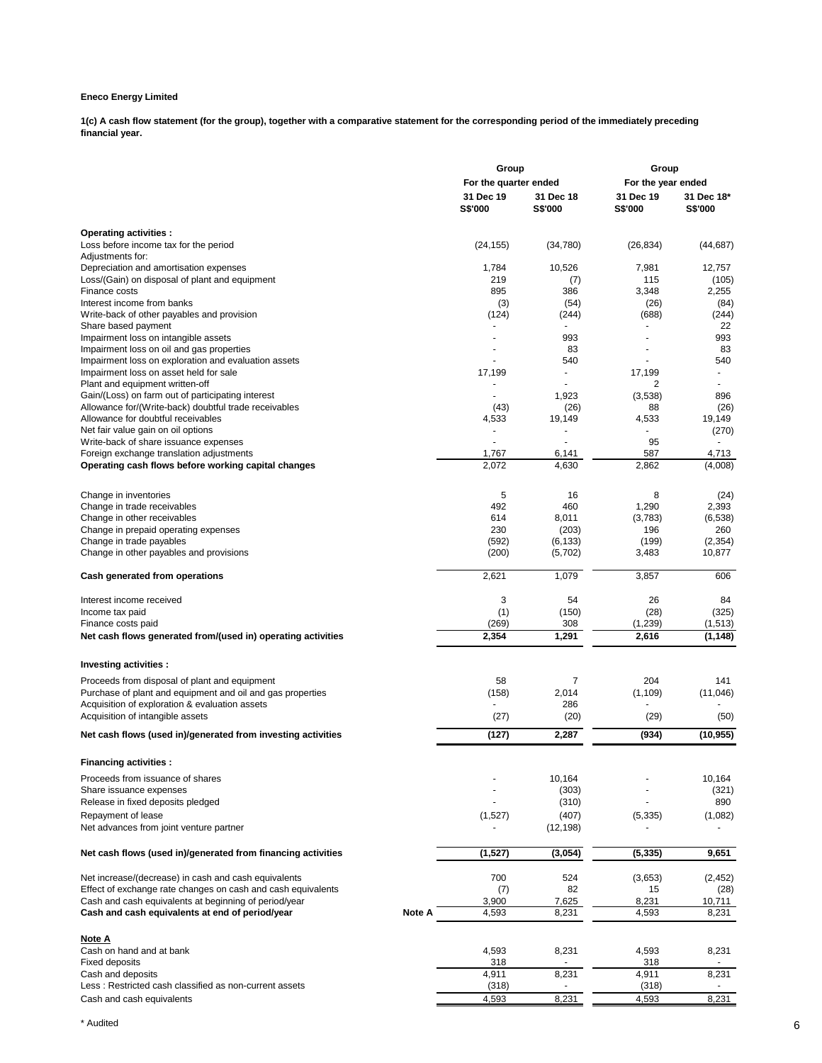**Eneco Energy Limited**

**1(c) A cash flow statement (for the group), together with a comparative statement for the corresponding period of the immediately preceding financial year.**

| | | Group | | Group | |
|---|---|---|---|---|---|
| | | For the quarter ended | | For the year ended | |
| | | 31 Dec 19 | 31 Dec 18 | 31 Dec 19 | 31 Dec 18* |
| | | S$'000 | S$'000 | S$'000 | S$'000 |
| **Operating activities :** | | | | | |
| Loss before income tax for the period | | (24,155) | (34,780) | (26,834) | (44,687) |
| Adjustments for: | | | | | |
| Depreciation and amortisation expenses | | 1,784 | 10,526 | 7,981 | 12,757 |
| Loss/(Gain) on disposal of plant and equipment | | 219 | (7) | 115 | (105) |
| Finance costs | | 895 | 386 | 3,348 | 2,255 |
| Interest income from banks | | (3) | (54) | (26) | (84) |
| Write-back of other payables and provision | | (124) | (244) | (688) | (244) |
| Share based payment | | - | - | - | 22 |
| Impairment loss on intangible assets | | - | 993 | - | 993 |
| Impairment loss on oil and gas properties | | - | 83 | - | 83 |
| Impairment loss on exploration and evaluation assets | | - | 540 | - | 540 |
| Impairment loss on asset held for sale | | 17,199 | - | 17,199 | - |
| Plant and equipment written-off | | - | - | 2 | - |
| Gain/(Loss) on farm out of participating interest | | - | 1,923 | (3,538) | 896 |
| Allowance for/(Write-back) doubtful trade receivables | | (43) | (26) | 88 | (26) |
| Allowance for doubtful receivables | | 4,533 | 19,149 | 4,533 | 19,149 |
| Net fair value gain on oil options | | - | - | - | (270) |
| Write-back of share issuance expenses | | - | - | 95 | - |
| Foreign exchange translation adjustments | | 1,767 | 6,141 | 587 | 4,713 |
| **Operating cash flows before working capital changes** | | 2,072 | 4,630 | 2,862 | (4,008) |
| | | | | | |
| Change in inventories | | 5 | 16 | 8 | (24) |
| Change in trade receivables | | 492 | 460 | 1,290 | 2,393 |
| Change in other receivables | | 614 | 8,011 | (3,783) | (6,538) |
| Change in prepaid operating expenses | | 230 | (203) | 196 | 260 |
| Change in trade payables | | (592) | (6,133) | (199) | (2,354) |
| Change in other payables and provisions | | (200) | (5,702) | 3,483 | 10,877 |
| | | | | | |
| **Cash generated from operations** | | 2,621 | 1,079 | 3,857 | 606 |
| | | | | | |
| Interest income received | | 3 | 54 | 26 | 84 |
| Income tax paid | | (1) | (150) | (28) | (325) |
| Finance costs paid | | (269) | 308 | (1,239) | (1,513) |
| **Net cash flows generated from/(used in) operating activities** | | **2,354** | **1,291** | **2,616** | **(1,148)** |
| | | | | | |
| **Investing activities :** | | | | | |
| Proceeds from disposal of plant and equipment | | 58 | 7 | 204 | 141 |
| Purchase of plant and equipment and oil and gas properties | | (158) | 2,014 | (1,109) | (11,046) |
| Acquisition of exploration & evaluation assets | | - | 286 | - | - |
| Acquisition of intangible assets | | (27) | (20) | (29) | (50) |
| **Net cash flows (used in)/generated from investing activities** | | **(127)** | **2,287** | **(934)** | **(10,955)** |
| | | | | | |
| **Financing activities :** | | | | | |
| Proceeds from issuance of shares | | - | 10,164 | - | 10,164 |
| Share issuance expenses | | - | (303) | - | (321) |
| Release in fixed deposits pledged | | - | (310) | - | 890 |
| Repayment of lease | | (1,527) | (407) | (5,335) | (1,082) |
| Net advances from joint venture partner | | - | (12,198) | - | - |
| | | | | | |
| **Net cash flows (used in)/generated from financing activities** | | **(1,527)** | **(3,054)** | **(5,335)** | **9,651** |
| | | | | | |
| Net increase/(decrease) in cash and cash equivalents | | 700 | 524 | (3,653) | (2,452) |
| Effect of exchange rate changes on cash and cash equivalents | | (7) | 82 | 15 | (28) |
| Cash and cash equivalents at beginning of period/year | | 3,900 | 7,625 | 8,231 | 10,711 |
| **Cash and cash equivalents at end of period/year** | **Note A** | 4,593 | 8,231 | 4,593 | 8,231 |
| | | | | | |
| **Note A** | | | | | |
| Cash on hand and at bank | | 4,593 | 8,231 | 4,593 | 8,231 |
| Fixed deposits | | 318 | - | 318 | - |
| Cash and deposits | | 4,911 | 8,231 | 4,911 | 8,231 |
| Less : Restricted cash classified as non-current assets | | (318) | - | (318) | - |
| Cash and cash equivalents | | 4,593 | 8,231 | 4,593 | 8,231 |

\* Audited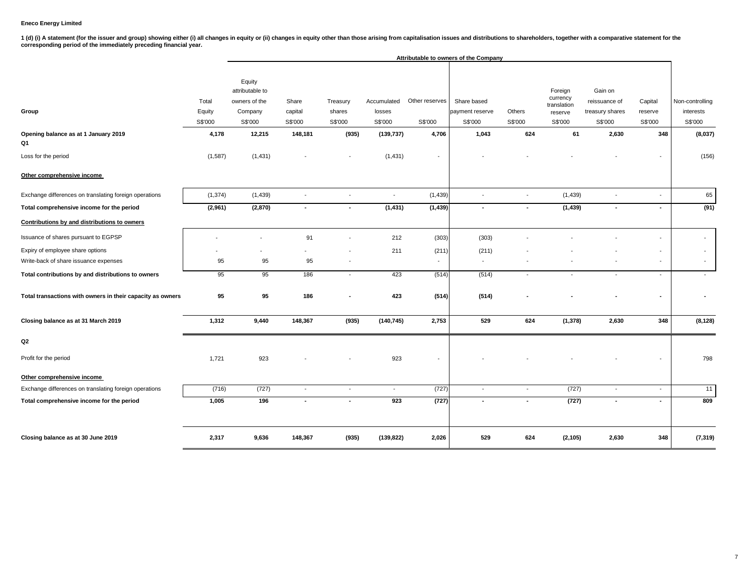**Eneco Energy Limited**

**1 (d) (i) A statement (for the issuer and group) showing either (i) all changes in equity or (ii) changes in equity other than those arising from capitalisation issues and distributions to shareholders, together with a comparative statement for the corresponding period of the immediately preceding financial year.**

| | | Attributable to owners of the Company | | | | | | | | | | |
|---|---|---|---|---|---|---|---|---|---|---|---|---|
| **Group** | Total Equity | Equity attributable to owners of the Company | Share capital | Treasury shares | Accumulated losses | Other reserves | Share based payment reserve | Others | Foreign currency translation reserve | Gain on reissuance of treasury shares | Capital reserve | Non-controlling interests |
| | S$'000 | S$'000 | S$'000 | S$'000 | S$'000 | S$'000 | S$'000 | S$'000 | S$'000 | S$'000 | S$'000 | S$'000 |
| **Opening balance as at 1 January 2019** | **4,178** | **12,215** | **148,181** | **(935)** | **(139,737)** | **4,706** | **1,043** | **624** | **61** | **2,630** | **348** | **(8,037)** |
| **Q1** | | | | | | | | | | | | |
| Loss for the period | (1,587) | (1,431) | - | - | (1,431) | - | - | - | - | - | - | (156) |
| **Other comprehensive income** | | | | | | | | | | | | |
| Exchange differences on translating foreign operations | (1,374) | (1,439) | - | - | - | (1,439) | - | - | (1,439) | - | - | 65 |
| **Total comprehensive income for the period** | **(2,961)** | **(2,870)** | **-** | **-** | **(1,431)** | **(1,439)** | **-** | **-** | **(1,439)** | **-** | **-** | **(91)** |
| **Contributions by and distributions to owners** | | | | | | | | | | | | |
| Issuance of shares pursuant to EGPSP | - | - | 91 | - | 212 | (303) | (303) | - | - | - | - | - |
| Expiry of employee share options | - | - | - | - | 211 | (211) | (211) | - | - | - | - | - |
| Write-back of share issuance expenses | 95 | 95 | 95 | - | | - | - | - | - | - | - | - |
| **Total contributions by and distributions to owners** | 95 | 95 | 186 | - | 423 | (514) | (514) | - | - | - | - | - |
| **Total transactions with owners in their capacity as owners** | **95** | **95** | **186** | **-** | **423** | **(514)** | **(514)** | **-** | **-** | **-** | **-** | **-** |
| **Closing balance as at 31 March 2019** | **1,312** | **9,440** | **148,367** | **(935)** | **(140,745)** | **2,753** | **529** | **624** | **(1,378)** | **2,630** | **348** | **(8,128)** |
| **Q2** | | | | | | | | | | | | |
| Profit for the period | 1,721 | 923 | - | - | 923 | - | - | - | - | - | - | 798 |
| **Other comprehensive income** | | | | | | | | | | | | |
| Exchange differences on translating foreign operations | (716) | (727) | - | - | - | (727) | - | - | (727) | - | - | 11 |
| **Total comprehensive income for the period** | **1,005** | **196** | **-** | **-** | **923** | **(727)** | **-** | **-** | **(727)** | **-** | **-** | **809** |
| **Closing balance as at 30 June 2019** | **2,317** | **9,636** | **148,367** | **(935)** | **(139,822)** | **2,026** | **529** | **624** | **(2,105)** | **2,630** | **348** | **(7,319)** |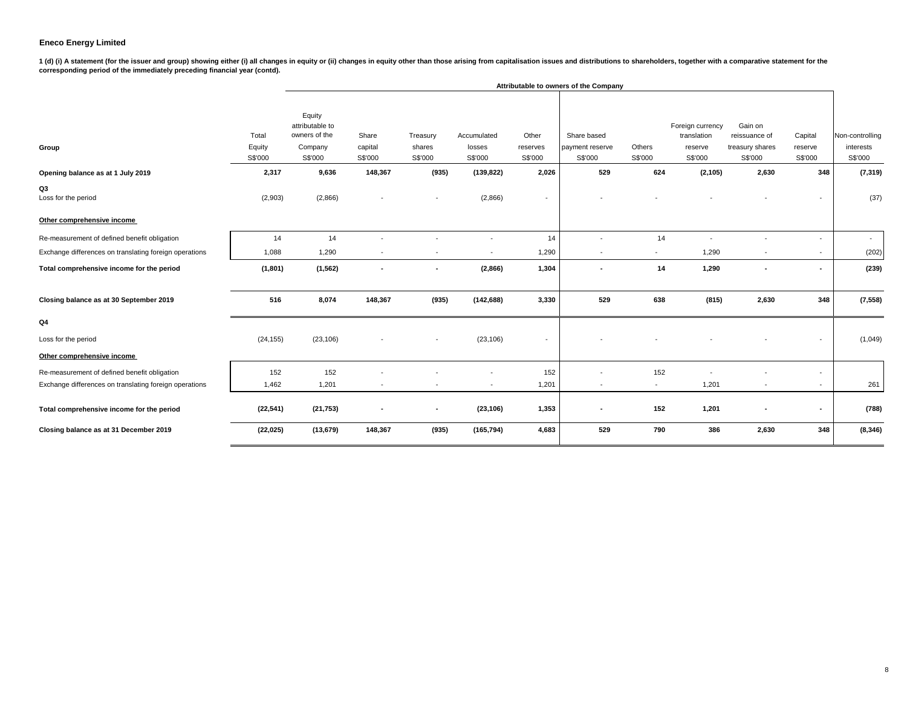**Eneco Energy Limited**

**1 (d) (i) A statement (for the issuer and group) showing either (i) all changes in equity or (ii) changes in equity other than those arising from capitalisation issues and distributions to shareholders, together with a comparative statement for the corresponding period of the immediately preceding financial year (contd).**

| | | Attributable to owners of the Company | | | | | | | | | | |
|---|---|---|---|---|---|---|---|---|---|---|---|---|
| **Group** | Total Equity S$'000 | Equity attributable to owners of the Company S$'000 | Share capital S$'000 | Treasury shares S$'000 | Accumulated losses S$'000 | Other reserves S$'000 | Share based payment reserve S$'000 | Others S$'000 | Foreign currency translation reserve S$'000 | Gain on reissuance of treasury shares S$'000 | Capital reserve S$'000 | Non-controlling interests S$'000 |
| **Opening balance as at 1 July 2019** | **2,317** | **9,636** | **148,367** | **(935)** | **(139,822)** | **2,026** | **529** | **624** | **(2,105)** | **2,630** | **348** | **(7,319)** |
| **Q3** | | | | | | | | | | | | |
| Loss for the period | (2,903) | (2,866) | - | - | (2,866) | - | - | - | - | - | - | (37) |
| **Other comprehensive income** | | | | | | | | | | | | |
| Re-measurement of defined benefit obligation | 14 | 14 | - | - | - | 14 | - | 14 | - | - | - | - |
| Exchange differences on translating foreign operations | 1,088 | 1,290 | - | - | - | 1,290 | - | - | 1,290 | - | - | (202) |
| **Total comprehensive income for the period** | **(1,801)** | **(1,562)** | **-** | **-** | **(2,866)** | **1,304** | **-** | **14** | **1,290** | **-** | **-** | **(239)** |
| **Closing balance as at 30 September 2019** | **516** | **8,074** | **148,367** | **(935)** | **(142,688)** | **3,330** | **529** | **638** | **(815)** | **2,630** | **348** | **(7,558)** |
| **Q4** | | | | | | | | | | | | |
| Loss for the period | (24,155) | (23,106) | - | - | (23,106) | - | - | - | - | - | - | (1,049) |
| **Other comprehensive income** | | | | | | | | | | | | |
| Re-measurement of defined benefit obligation | 152 | 152 | - | - | - | 152 | - | 152 | - | - | - | |
| Exchange differences on translating foreign operations | 1,462 | 1,201 | - | - | - | 1,201 | - | - | 1,201 | - | - | 261 |
| **Total comprehensive income for the period** | **(22,541)** | **(21,753)** | **-** | **-** | **(23,106)** | **1,353** | **-** | **152** | **1,201** | **-** | **-** | **(788)** |
| **Closing balance as at 31 December 2019** | **(22,025)** | **(13,679)** | **148,367** | **(935)** | **(165,794)** | **4,683** | **529** | **790** | **386** | **2,630** | **348** | **(8,346)** |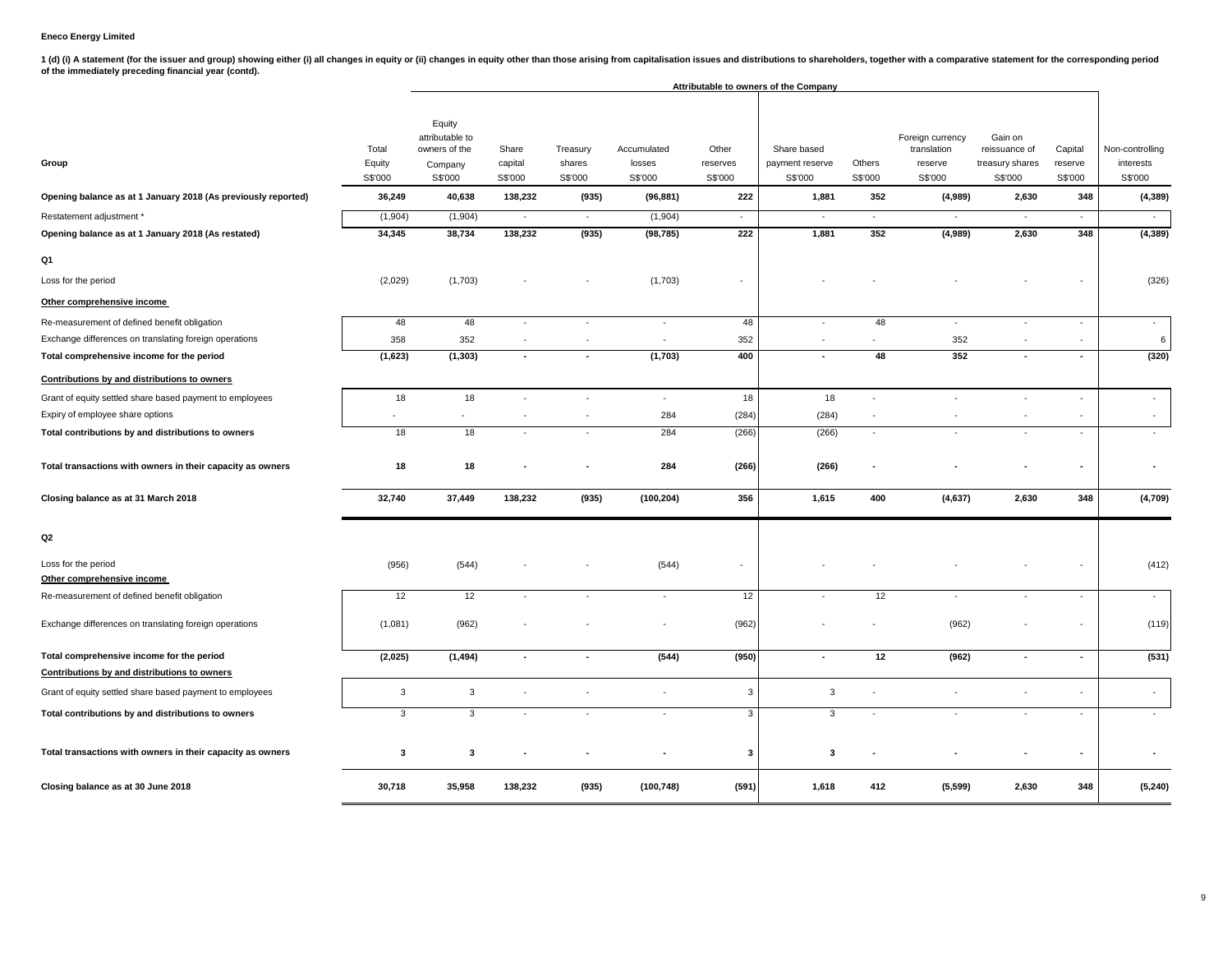**Eneco Energy Limited**

**1 (d) (i) A statement (for the issuer and group) showing either (i) all changes in equity or (ii) changes in equity other than those arising from capitalisation issues and distributions to shareholders, together with a comparative statement for the corresponding period of the immediately preceding financial year (contd).**

| Group | Total Equity | Equity attributable to owners of the Company | Share capital | Treasury shares | Accumulated losses | Other reserves | Share based payment reserve | Others | Foreign currency translation reserve | Gain on reissuance of treasury shares | Capital reserve | Non-controlling interests |
|---|---|---|---|---|---|---|---|---|---|---|---|---|
| | | Attributable to owners of the Company | | | | | | | | | | |
| | S$'000 | S$'000 | S$'000 | S$'000 | S$'000 | S$'000 | S$'000 | S$'000 | S$'000 | S$'000 | S$'000 | S$'000 |
| **Opening balance as at 1 January 2018 (As previously reported)** | **36,249** | **40,638** | **138,232** | **(935)** | **(96,881)** | **222** | **1,881** | **352** | **(4,989)** | **2,630** | **348** | **(4,389)** |
| Restatement adjustment * | (1,904) | (1,904) | - | - | (1,904) | - | - | - | - | - | - | - |
| **Opening balance as at 1 January 2018 (As restated)** | **34,345** | **38,734** | **138,232** | **(935)** | **(98,785)** | **222** | **1,881** | **352** | **(4,989)** | **2,630** | **348** | **(4,389)** |
| **Q1** | | | | | | | | | | | | |
| Loss for the period | (2,029) | (1,703) | - | - | (1,703) | - | - | - | - | - | - | (326) |
| **Other comprehensive income** | | | | | | | | | | | | |
| Re-measurement of defined benefit obligation | 48 | 48 | - | - | - | 48 | - | 48 | - | - | - | - |
| Exchange differences on translating foreign operations | 358 | 352 | - | - | - | 352 | - | - | 352 | - | - | 6 |
| **Total comprehensive income for the period** | **(1,623)** | **(1,303)** | **-** | **-** | **(1,703)** | **400** | **-** | **48** | **352** | **-** | **-** | **(320)** |
| **Contributions by and distributions to owners** | | | | | | | | | | | | |
| Grant of equity settled share based payment to employees | 18 | 18 | - | - | - | 18 | 18 | - | - | - | - | - |
| Expiry of employee share options | - | - | - | - | 284 | (284) | (284) | - | - | - | - | - |
| **Total contributions by and distributions to owners** | 18 | 18 | - | - | 284 | (266) | (266) | - | - | - | - | - |
| **Total transactions with owners in their capacity as owners** | **18** | **18** | **-** | **-** | **284** | **(266)** | **(266)** | **-** | **-** | **-** | **-** | **-** |
| **Closing balance as at 31 March 2018** | **32,740** | **37,449** | **138,232** | **(935)** | **(100,204)** | **356** | **1,615** | **400** | **(4,637)** | **2,630** | **348** | **(4,709)** |
| **Q2** | | | | | | | | | | | | |
| Loss for the period | (956) | (544) | - | - | (544) | - | - | - | - | - | - | (412) |
| **Other comprehensive income** | | | | | | | | | | | | |
| Re-measurement of defined benefit obligation | 12 | 12 | - | - | - | 12 | - | 12 | - | - | - | - |
| Exchange differences on translating foreign operations | (1,081) | (962) | - | - | - | (962) | - | - | (962) | - | - | (119) |
| **Total comprehensive income for the period** | **(2,025)** | **(1,494)** | **-** | **-** | **(544)** | **(950)** | **-** | **12** | **(962)** | **-** | **-** | **(531)** |
| **Contributions by and distributions to owners** | | | | | | | | | | | | |
| Grant of equity settled share based payment to employees | 3 | 3 | - | - | - | 3 | 3 | - | - | - | - | - |
| **Total contributions by and distributions to owners** | 3 | 3 | - | - | - | 3 | 3 | - | - | - | - | - |
| **Total transactions with owners in their capacity as owners** | **3** | **3** | **-** | **-** | **-** | **3** | **3** | **-** | **-** | **-** | **-** | **-** |
| **Closing balance as at 30 June 2018** | **30,718** | **35,958** | **138,232** | **(935)** | **(100,748)** | **(591)** | **1,618** | **412** | **(5,599)** | **2,630** | **348** | **(5,240)** |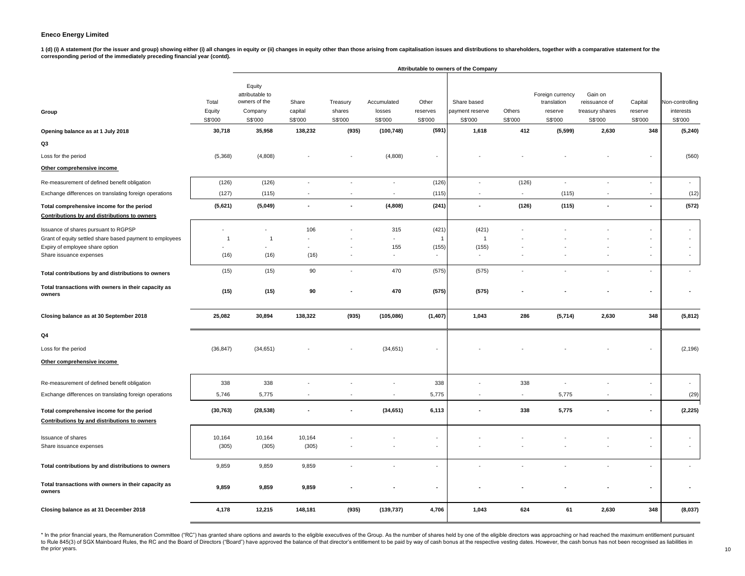**Eneco Energy Limited**

**1 (d) (i) A statement (for the issuer and group) showing either (i) all changes in equity or (ii) changes in equity other than those arising from capitalisation issues and distributions to shareholders, together with a comparative statement for the corresponding period of the immediately preceding financial year (contd).**

| Group | Total Equity S$'000 | Equity attributable to owners of the Company S$'000 | Share capital S$'000 | Treasury shares S$'000 | Accumulated losses S$'000 | Other reserves S$'000 | Share based payment reserve S$'000 | Others S$'000 | Foreign currency translation reserve S$'000 | Gain on reissuance of treasury shares S$'000 | Capital reserve S$'000 | Non-controlling interests S$'000 |
|---|---|---|---|---|---|---|---|---|---|---|---|---|
| | | Attributable to owners of the Company | | | | | | | | | | |
| **Opening balance as at 1 July 2018** | **30,718** | **35,958** | **138,232** | **(935)** | **(100,748)** | **(591)** | **1,618** | **412** | **(5,599)** | **2,630** | **348** | **(5,240)** |
| **Q3** | | | | | | | | | | | | |
| Loss for the period | (5,368) | (4,808) | - | - | (4,808) | - | - | - | - | - | - | (560) |
| **Other comprehensive income** | | | | | | | | | | | | |
| Re-measurement of defined benefit obligation | (126) | (126) | - | - | - | (126) | - | (126) | - | - | - | - |
| Exchange differences on translating foreign operations | (127) | (115) | - | - | - | (115) | - | - | (115) | - | - | (12) |
| **Total comprehensive income for the period** | **(5,621)** | **(5,049)** | **-** | **-** | **(4,808)** | **(241)** | **-** | **(126)** | **(115)** | **-** | **-** | **(572)** |
| **Contributions by and distributions to owners** | | | | | | | | | | | | |
| Issuance of shares pursuant to RGPSP | - | - | 106 | - | 315 | (421) | (421) | - | - | - | - | - |
| Grant of equity settled share based payment to employees | 1 | 1 | - | - | - | 1 | 1 | - | - | - | - | - |
| Expiry of employee share option | - | - | - | - | 155 | (155) | (155) | - | - | - | - | - |
| Share issuance expenses | (16) | (16) | (16) | - | - | - | - | - | - | - | - | - |
| **Total contributions by and distributions to owners** | (15) | (15) | 90 | - | 470 | (575) | (575) | - | - | - | - | - |
| **Total transactions with owners in their capacity as owners** | **(15)** | **(15)** | **90** | **-** | **470** | **(575)** | **(575)** | **-** | **-** | **-** | **-** | **-** |
| **Closing balance as at 30 September 2018** | **25,082** | **30,894** | **138,322** | **(935)** | **(105,086)** | **(1,407)** | **1,043** | **286** | **(5,714)** | **2,630** | **348** | **(5,812)** |
| **Q4** | | | | | | | | | | | | |
| Loss for the period | (36,847) | (34,651) | - | - | (34,651) | - | - | - | - | - | - | (2,196) |
| **Other comprehensive income** | | | | | | | | | | | | |
| Re-measurement of defined benefit obligation | 338 | 338 | - | - | - | 338 | - | 338 | - | - | - | - |
| Exchange differences on translating foreign operations | 5,746 | 5,775 | - | - | - | 5,775 | - | - | 5,775 | - | - | (29) |
| **Total comprehensive income for the period** | **(30,763)** | **(28,538)** | **-** | **-** | **(34,651)** | **6,113** | **-** | **338** | **5,775** | **-** | **-** | **(2,225)** |
| **Contributions by and distributions to owners** | | | | | | | | | | | | |
| Issuance of shares | 10,164 | 10,164 | 10,164 | - | - | - | - | - | - | - | - | - |
| Share issuance expenses | (305) | (305) | (305) | - | - | - | - | - | - | - | - | - |
| **Total contributions by and distributions to owners** | 9,859 | 9,859 | 9,859 | - | - | - | - | - | - | - | - | - |
| **Total transactions with owners in their capacity as owners** | **9,859** | **9,859** | **9,859** | **-** | **-** | **-** | **-** | **-** | **-** | **-** | **-** | **-** |
| **Closing balance as at 31 December 2018** | **4,178** | **12,215** | **148,181** | **(935)** | **(139,737)** | **4,706** | **1,043** | **624** | **61** | **2,630** | **348** | **(8,037)** |

* In the prior financial years, the Remuneration Committee ("RC") has granted share options and awards to the eligible executives of the Group. As the number of shares held by one of the eligible directors was approaching or had reached the maximum entitlement pursuant to Rule 845(3) of SGX Mainboard Rules, the RC and the Board of Directors ("Board") have approved the balance of that director's entitlement to be paid by way of cash bonus at the respective vesting dates. However, the cash bonus has not been recognised as liabilities in the prior years.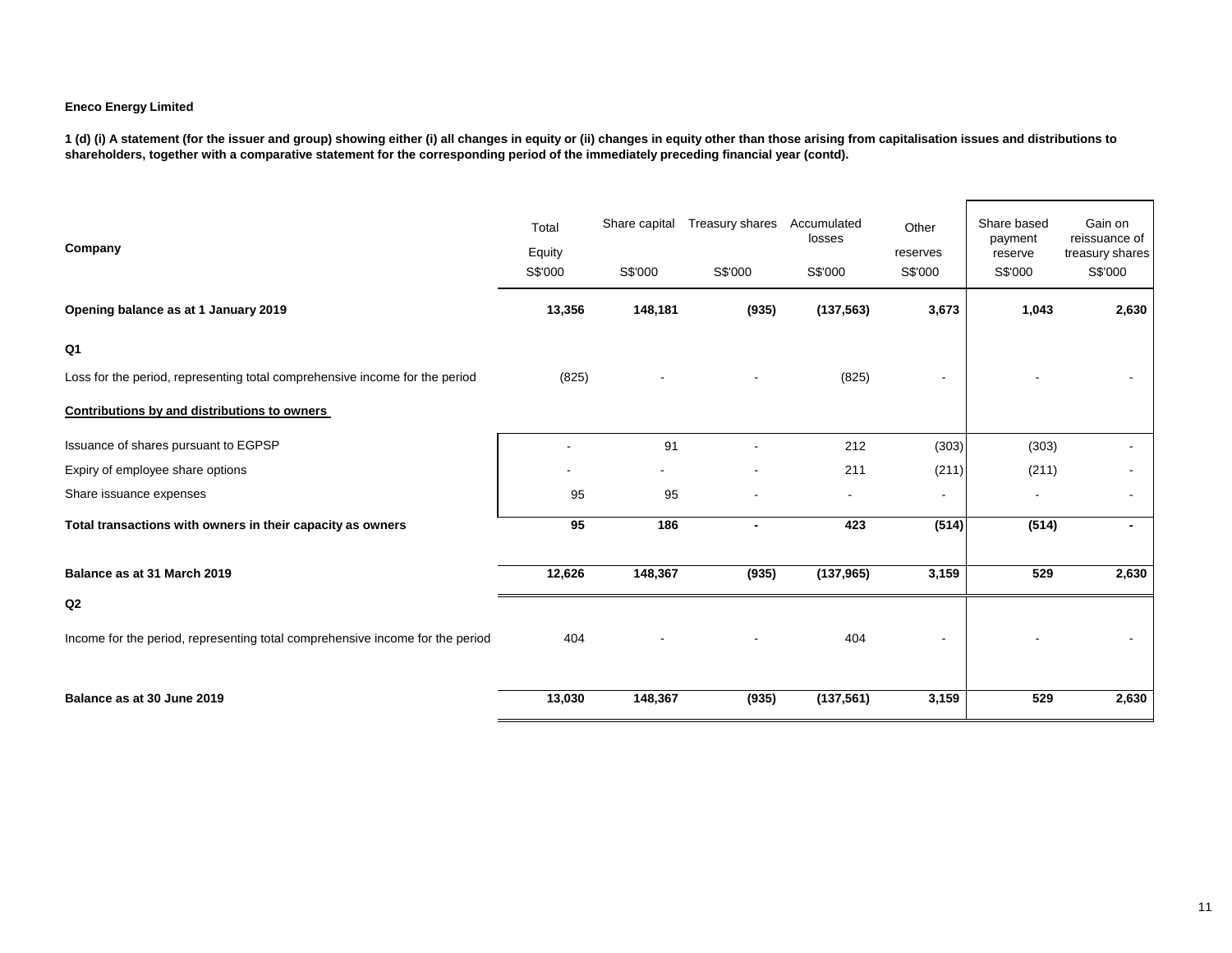**Eneco Energy Limited**

**1 (d) (i) A statement (for the issuer and group) showing either (i) all changes in equity or (ii) changes in equity other than those arising from capitalisation issues and distributions to shareholders, together with a comparative statement for the corresponding period of the immediately preceding financial year (contd).**

| Company | Total Equity | Share capital | Treasury shares | Accumulated losses | Other reserves | Share based payment reserve | Gain on reissuance of treasury shares |
|---|---|---|---|---|---|---|---|
| | S$'000 | S$'000 | S$'000 | S$'000 | S$'000 | S$'000 | S$'000 |
| **Opening balance as at 1 January 2019** | **13,356** | **148,181** | **(935)** | **(137,563)** | **3,673** | **1,043** | **2,630** |
| **Q1** | | | | | | | |
| Loss for the period, representing total comprehensive income for the period | (825) | - | - | (825) | - | - | - |
| **Contributions by and distributions to owners** | | | | | | | |
| Issuance of shares pursuant to EGPSP | - | 91 | - | 212 | (303) | (303) | - |
| Expiry of employee share options | - | - | - | 211 | (211) | (211) | - |
| Share issuance expenses | 95 | 95 | - | - | - | - | - |
| **Total transactions with owners in their capacity as owners** | **95** | **186** | **-** | **423** | **(514)** | **(514)** | **-** |
| **Balance as at 31 March 2019** | **12,626** | **148,367** | **(935)** | **(137,965)** | **3,159** | **529** | **2,630** |
| **Q2** | | | | | | | |
| Income for the period, representing total comprehensive income for the period | 404 | - | - | 404 | - | - | - |
| **Balance as at 30 June 2019** | **13,030** | **148,367** | **(935)** | **(137,561)** | **3,159** | **529** | **2,630** |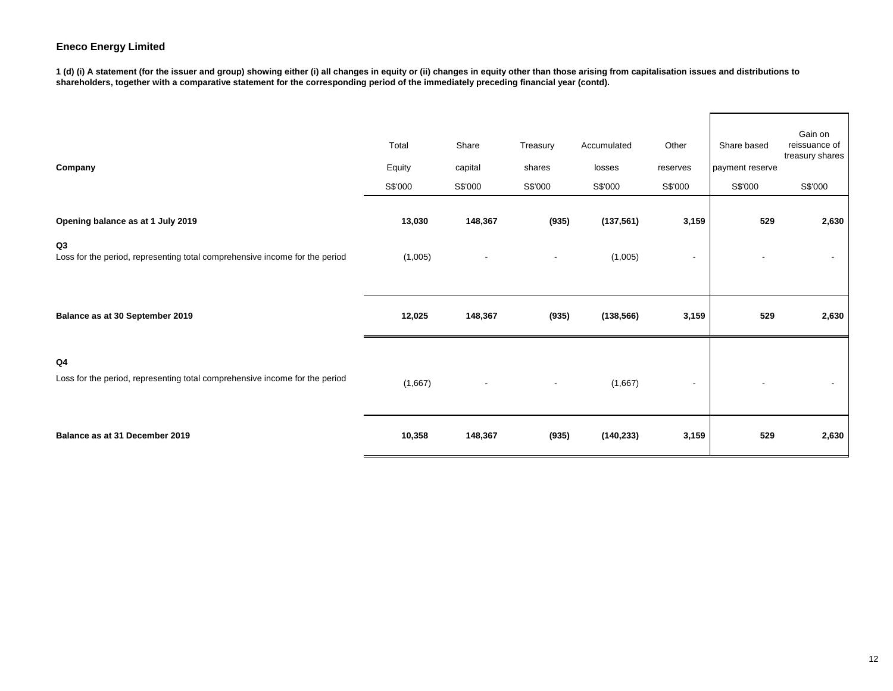**Eneco Energy Limited**

**1 (d) (i) A statement (for the issuer and group) showing either (i) all changes in equity or (ii) changes in equity other than those arising from capitalisation issues and distributions to shareholders, together with a comparative statement for the corresponding period of the immediately preceding financial year (contd).**

| Company | Total Equity | Share capital | Treasury shares | Accumulated losses | Other reserves | Share based payment reserve | Gain on reissuance of treasury shares |
|---|---|---|---|---|---|---|---|
| | S$'000 | S$'000 | S$'000 | S$'000 | S$'000 | S$'000 | S$'000 |
| **Opening balance as at 1 July 2019** | **13,030** | **148,367** | **(935)** | **(137,561)** | **3,159** | **529** | **2,630** |
| **Q3** | | | | | | | |
| Loss for the period, representing total comprehensive income for the period | (1,005) | - | - | (1,005) | - | - | - |
| **Balance as at 30 September 2019** | **12,025** | **148,367** | **(935)** | **(138,566)** | **3,159** | **529** | **2,630** |
| **Q4** | | | | | | | |
| Loss for the period, representing total comprehensive income for the period | (1,667) | - | - | (1,667) | - | - | - |
| **Balance as at 31 December 2019** | **10,358** | **148,367** | **(935)** | **(140,233)** | **3,159** | **529** | **2,630** |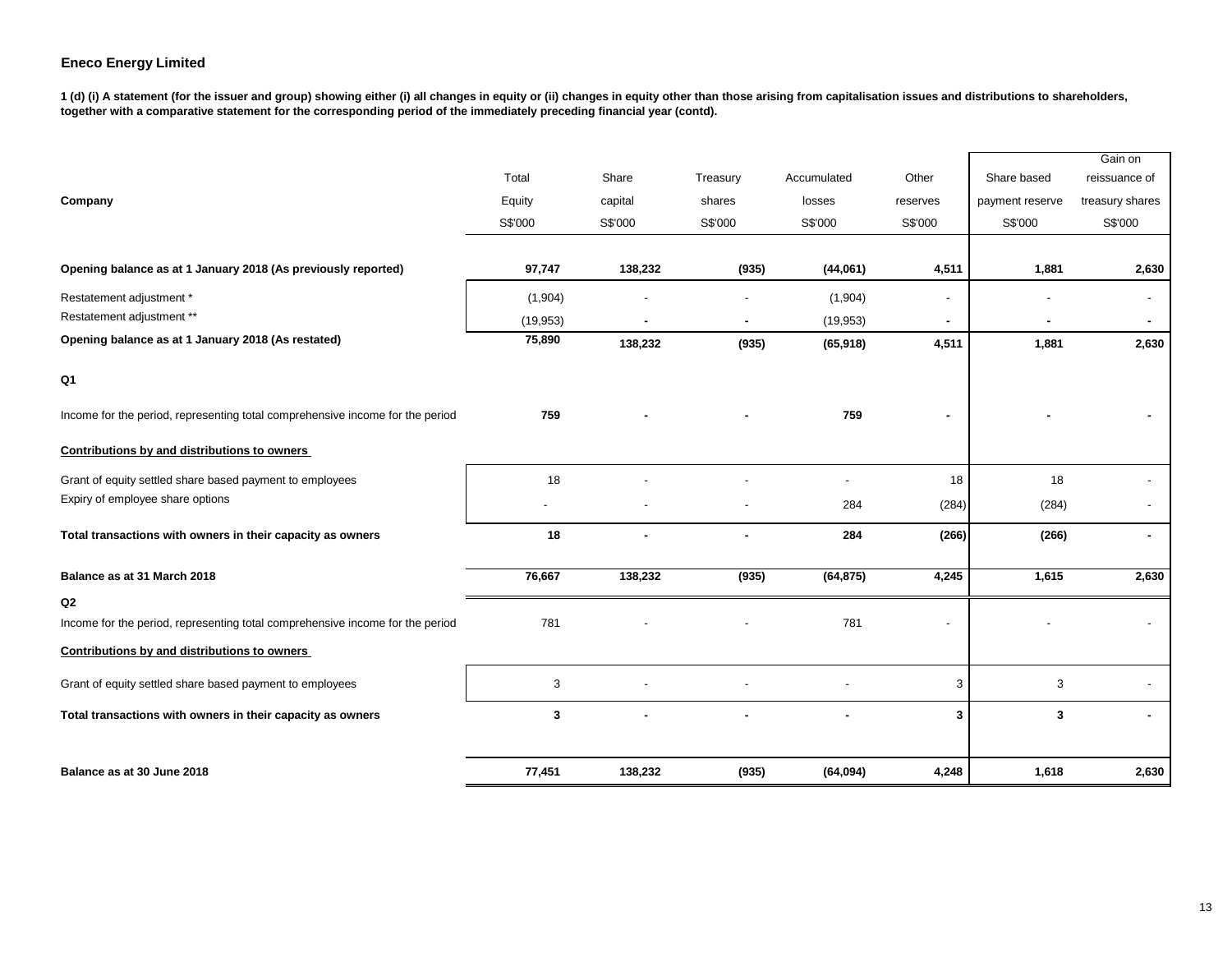**Eneco Energy Limited**

**1 (d) (i) A statement (for the issuer and group) showing either (i) all changes in equity or (ii) changes in equity other than those arising from capitalisation issues and distributions to shareholders, together with a comparative statement for the corresponding period of the immediately preceding financial year (contd).**

| Company | Total Equity S$'000 | Share capital S$'000 | Treasury shares S$'000 | Accumulated losses S$'000 | Other reserves S$'000 | Share based payment reserve S$'000 | Gain on reissuance of treasury shares S$'000 |
|---|---|---|---|---|---|---|---|
| **Opening balance as at 1 January 2018 (As previously reported)** | **97,747** | **138,232** | **(935)** | **(44,061)** | **4,511** | **1,881** | **2,630** |
| Restatement adjustment * | (1,904) | - | - | (1,904) | - | - | - |
| Restatement adjustment ** | (19,953) | - | - | (19,953) | - | - | - |
| **Opening balance as at 1 January 2018 (As restated)** | **75,890** | **138,232** | **(935)** | **(65,918)** | **4,511** | **1,881** | **2,630** |
| **Q1** | | | | | | | |
| Income for the period, representing total comprehensive income for the period | **759** | **-** | **-** | **759** | **-** | **-** | **-** |
| **Contributions by and distributions to owners** | | | | | | | |
| Grant of equity settled share based payment to employees | 18 | - | - | - | 18 | 18 | - |
| Expiry of employee share options | - | - | - | 284 | (284) | (284) | - |
| **Total transactions with owners in their capacity as owners** | **18** | **-** | **-** | **284** | **(266)** | **(266)** | **-** |
| **Balance as at 31 March 2018** | **76,667** | **138,232** | **(935)** | **(64,875)** | **4,245** | **1,615** | **2,630** |
| **Q2** | | | | | | | |
| Income for the period, representing total comprehensive income for the period | 781 | - | - | 781 | - | - | - |
| **Contributions by and distributions to owners** | | | | | | | |
| Grant of equity settled share based payment to employees | 3 | - | - | - | 3 | 3 | - |
| **Total transactions with owners in their capacity as owners** | **3** | **-** | **-** | **-** | **3** | **3** | **-** |
| **Balance as at 30 June 2018** | **77,451** | **138,232** | **(935)** | **(64,094)** | **4,248** | **1,618** | **2,630** |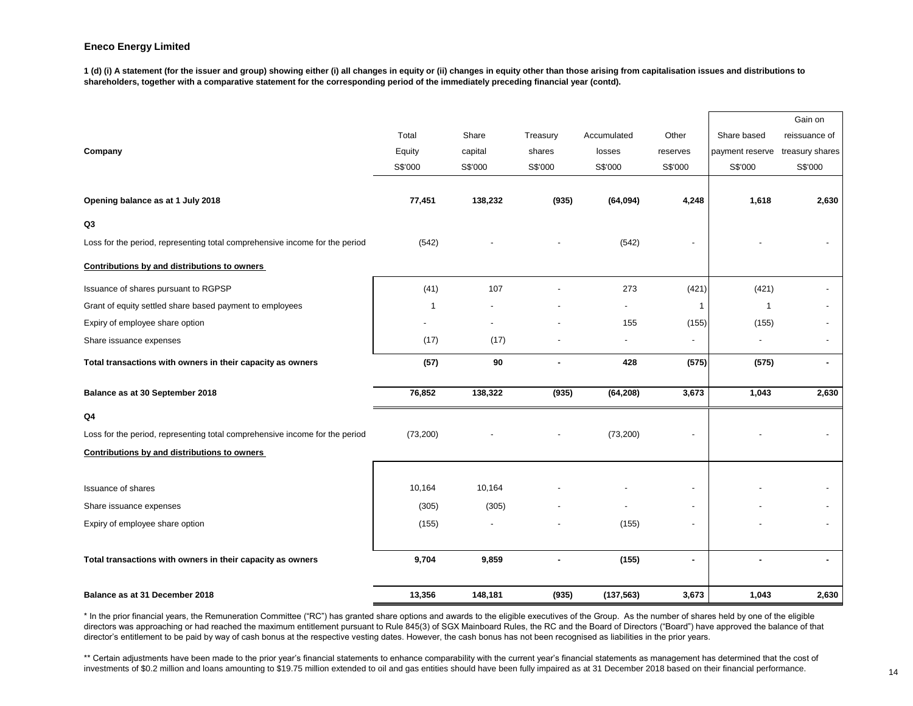**Eneco Energy Limited**

**1 (d) (i) A statement (for the issuer and group) showing either (i) all changes in equity or (ii) changes in equity other than those arising from capitalisation issues and distributions to shareholders, together with a comparative statement for the corresponding period of the immediately preceding financial year (contd).**

| Company | Total Equity | Share capital | Treasury shares | Accumulated losses | Other reserves | Share based payment reserve | Gain on reissuance of treasury shares |
|---|---|---|---|---|---|---|---|
| | S$'000 | S$'000 | S$'000 | S$'000 | S$'000 | S$'000 | S$'000 |
| **Opening balance as at 1 July 2018** | **77,451** | **138,232** | **(935)** | **(64,094)** | **4,248** | **1,618** | **2,630** |
| **Q3** | | | | | | | |
| Loss for the period, representing total comprehensive income for the period | (542) | - | - | (542) | - | - | - |
| **Contributions by and distributions to owners** | | | | | | | |
| Issuance of shares pursuant to RGPSP | (41) | 107 | - | 273 | (421) | (421) | - |
| Grant of equity settled share based payment to employees | 1 | - | - | - | 1 | 1 | - |
| Expiry of employee share option | - | - | - | 155 | (155) | (155) | - |
| Share issuance expenses | (17) | (17) | - | - | - | - | - |
| **Total transactions with owners in their capacity as owners** | **(57)** | **90** | **-** | **428** | **(575)** | **(575)** | **-** |
| **Balance as at 30 September 2018** | **76,852** | **138,322** | **(935)** | **(64,208)** | **3,673** | **1,043** | **2,630** |
| **Q4** | | | | | | | |
| Loss for the period, representing total comprehensive income for the period | (73,200) | - | - | (73,200) | - | - | - |
| **Contributions by and distributions to owners** | | | | | | | |
| Issuance of shares | 10,164 | 10,164 | - | - | - | - | - |
| Share issuance expenses | (305) | (305) | - | - | - | - | - |
| Expiry of employee share option | (155) | - | - | (155) | - | - | - |
| **Total transactions with owners in their capacity as owners** | **9,704** | **9,859** | **-** | **(155)** | **-** | **-** | **-** |
| **Balance as at 31 December 2018** | **13,356** | **148,181** | **(935)** | **(137,563)** | **3,673** | **1,043** | **2,630** |

\* In the prior financial years, the Remuneration Committee ("RC") has granted share options and awards to the eligible executives of the Group. As the number of shares held by one of the eligible directors was approaching or had reached the maximum entitlement pursuant to Rule 845(3) of SGX Mainboard Rules, the RC and the Board of Directors ("Board") have approved the balance of that director's entitlement to be paid by way of cash bonus at the respective vesting dates. However, the cash bonus has not been recognised as liabilities in the prior years.

\*\* Certain adjustments have been made to the prior year's financial statements to enhance comparability with the current year's financial statements as management has determined that the cost of investments of $0.2 million and loans amounting to $19.75 million extended to oil and gas entities should have been fully impaired as at 31 December 2018 based on their financial performance.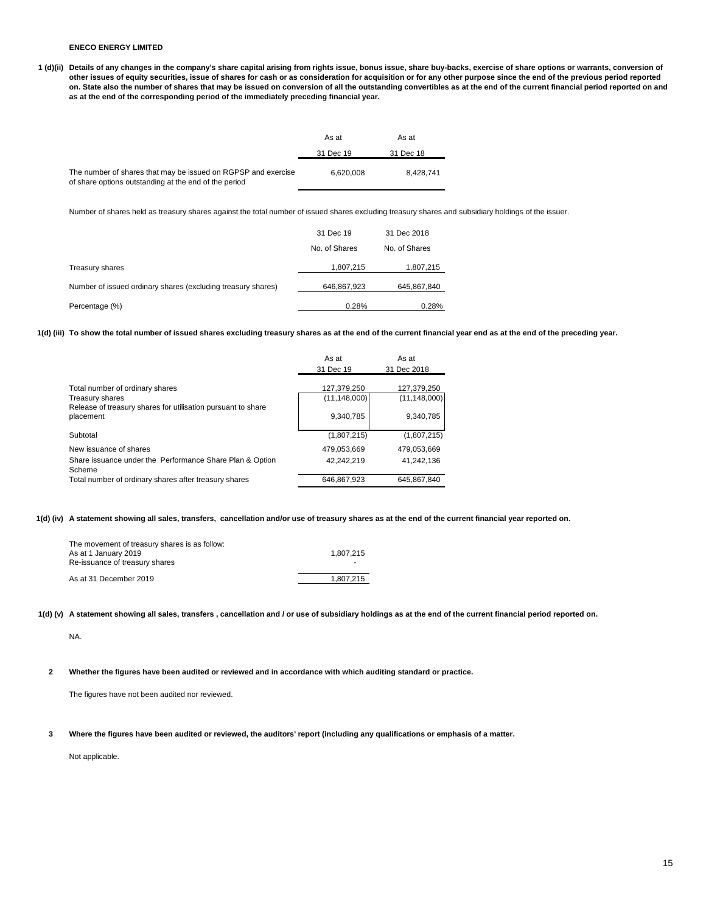**ENECO ENERGY LIMITED**

**1 (d)(ii) Details of any changes in the company's share capital arising from rights issue, bonus issue, share buy-backs, exercise of share options or warrants, conversion of other issues of equity securities, issue of shares for cash or as consideration for acquisition or for any other purpose since the end of the previous period reported on. State also the number of shares that may be issued on conversion of all the outstanding convertibles as at the end of the current financial period reported on and as at the end of the corresponding period of the immediately preceding financial year.**

| | As at 31 Dec 19 | As at 31 Dec 18 |
|---|---|---|
| The number of shares that may be issued on RGPSP and exercise of share options outstanding at the end of the period | 6,620,008 | 8,428,741 |

Number of shares held as treasury shares against the total number of issued shares excluding treasury shares and subsidiary holdings of the issuer.

| | 31 Dec 19 | 31 Dec 2018 |
|---|---|---|
| | No. of Shares | No. of Shares |
| Treasury shares | 1,807,215 | 1,807,215 |
| Number of issued ordinary shares (excluding treasury shares) | 646,867,923 | 645,867,840 |
| Percentage (%) | 0.28% | 0.28% |

**1(d) (iii) To show the total number of issued shares excluding treasury shares as at the end of the current financial year end as at the end of the preceding year.**

| | As at 31 Dec 19 | As at 31 Dec 2018 |
|---|---|---|
| Total number of ordinary shares | 127,379,250 | 127,379,250 |
| Treasury shares | (11,148,000) | (11,148,000) |
| Release of treasury shares for utilisation pursuant to share placement | 9,340,785 | 9,340,785 |
| Subtotal | (1,807,215) | (1,807,215) |
| New issuance of shares | 479,053,669 | 479,053,669 |
| Share issuance under the Performance Share Plan & Option Scheme | 42,242,219 | 41,242,136 |
| Total number of ordinary shares after treasury shares | 646,867,923 | 645,867,840 |

**1(d) (iv) A statement showing all sales, transfers, cancellation and/or use of treasury shares as at the end of the current financial year reported on.**

| The movement of treasury shares is as follow: | |
|---|---|
| As at 1 January 2019 | 1,807,215 |
| Re-issuance of treasury shares | - |
| As at 31 December 2019 | 1,807,215 |

**1(d) (v) A statement showing all sales, transfers , cancellation and / or use of subsidiary holdings as at the end of the current financial period reported on.**

NA.

**2 Whether the figures have been audited or reviewed and in accordance with which auditing standard or practice.**

The figures have not been audited nor reviewed.

**3 Where the figures have been audited or reviewed, the auditors' report (including any qualifications or emphasis of a matter.**

Not applicable.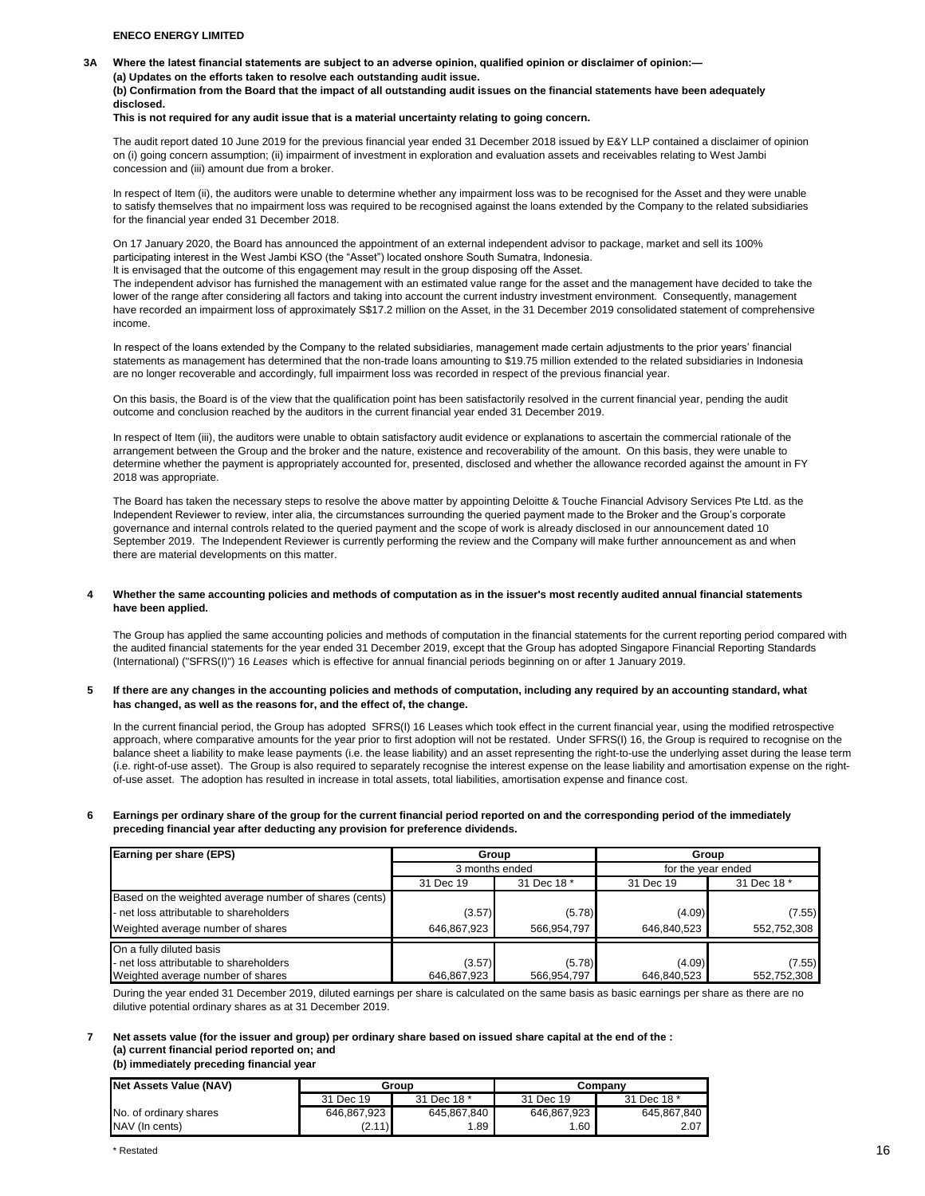**ENECO ENERGY LIMITED**

**3A Where the latest financial statements are subject to an adverse opinion, qualified opinion or disclaimer of opinion:—**
**(a) Updates on the efforts taken to resolve each outstanding audit issue.**
**(b) Confirmation from the Board that the impact of all outstanding audit issues on the financial statements have been adequately disclosed.**
**This is not required for any audit issue that is a material uncertainty relating to going concern.**

The audit report dated 10 June 2019 for the previous financial year ended 31 December 2018 issued by E&Y LLP contained a disclaimer of opinion on (i) going concern assumption; (ii) impairment of investment in exploration and evaluation assets and receivables relating to West Jambi concession and (iii) amount due from a broker.

In respect of Item (ii), the auditors were unable to determine whether any impairment loss was to be recognised for the Asset and they were unable to satisfy themselves that no impairment loss was required to be recognised against the loans extended by the Company to the related subsidiaries for the financial year ended 31 December 2018.

On 17 January 2020, the Board has announced the appointment of an external independent advisor to package, market and sell its 100% participating interest in the West Jambi KSO (the "Asset") located onshore South Sumatra, Indonesia.
It is envisaged that the outcome of this engagement may result in the group disposing off the Asset.
The independent advisor has furnished the management with an estimated value range for the asset and the management have decided to take the lower of the range after considering all factors and taking into account the current industry investment environment. Consequently, management have recorded an impairment loss of approximately S$17.2 million on the Asset, in the 31 December 2019 consolidated statement of comprehensive income.

In respect of the loans extended by the Company to the related subsidiaries, management made certain adjustments to the prior years' financial statements as management has determined that the non-trade loans amounting to $19.75 million extended to the related subsidiaries in Indonesia are no longer recoverable and accordingly, full impairment loss was recorded in respect of the previous financial year.

On this basis, the Board is of the view that the qualification point has been satisfactorily resolved in the current financial year, pending the audit outcome and conclusion reached by the auditors in the current financial year ended 31 December 2019.

In respect of Item (iii), the auditors were unable to obtain satisfactory audit evidence or explanations to ascertain the commercial rationale of the arrangement between the Group and the broker and the nature, existence and recoverability of the amount. On this basis, they were unable to determine whether the payment is appropriately accounted for, presented, disclosed and whether the allowance recorded against the amount in FY 2018 was appropriate.

The Board has taken the necessary steps to resolve the above matter by appointing Deloitte & Touche Financial Advisory Services Pte Ltd. as the Independent Reviewer to review, inter alia, the circumstances surrounding the queried payment made to the Broker and the Group's corporate governance and internal controls related to the queried payment and the scope of work is already disclosed in our announcement dated 10 September 2019. The Independent Reviewer is currently performing the review and the Company will make further announcement as and when there are material developments on this matter.

**4 Whether the same accounting policies and methods of computation as in the issuer's most recently audited annual financial statements have been applied.**

The Group has applied the same accounting policies and methods of computation in the financial statements for the current reporting period compared with the audited financial statements for the year ended 31 December 2019, except that the Group has adopted Singapore Financial Reporting Standards (International) ("SFRS(I)") 16 *Leases* which is effective for annual financial periods beginning on or after 1 January 2019.

**5 If there are any changes in the accounting policies and methods of computation, including any required by an accounting standard, what has changed, as well as the reasons for, and the effect of, the change.**

In the current financial period, the Group has adopted SFRS(I) 16 Leases which took effect in the current financial year, using the modified retrospective approach, where comparative amounts for the year prior to first adoption will not be restated. Under SFRS(I) 16, the Group is required to recognise on the balance sheet a liability to make lease payments (i.e. the lease liability) and an asset representing the right-to-use the underlying asset during the lease term (i.e. right-of-use asset). The Group is also required to separately recognise the interest expense on the lease liability and amortisation expense on the right-of-use asset. The adoption has resulted in increase in total assets, total liabilities, amortisation expense and finance cost.

**6 Earnings per ordinary share of the group for the current financial period reported on and the corresponding period of the immediately preceding financial year after deducting any provision for preference dividends.**

| Earning per share (EPS) | Group | | Group | |
|---|---|---|---|---|
| | 3 months ended | | for the year ended | |
| | 31 Dec 19 | 31 Dec 18 * | 31 Dec 19 | 31 Dec 18 * |
| Based on the weighted average number of shares (cents) | | | | |
| - net loss attributable to shareholders | (3.57) | (5.78) | (4.09) | (7.55) |
| Weighted average number of shares | 646,867,923 | 566,954,797 | 646,840,523 | 552,752,308 |
| On a fully diluted basis | | | | |
| - net loss attributable to shareholders | (3.57) | (5.78) | (4.09) | (7.55) |
| Weighted average number of shares | 646,867,923 | 566,954,797 | 646,840,523 | 552,752,308 |

During the year ended 31 December 2019, diluted earnings per share is calculated on the same basis as basic earnings per share as there are no dilutive potential ordinary shares as at 31 December 2019.

**7 Net assets value (for the issuer and group) per ordinary share based on issued share capital at the end of the :**
**(a) current financial period reported on; and**
**(b) immediately preceding financial year**

| Net Assets Value (NAV) | Group | | Company | |
|---|---|---|---|---|
| | 31 Dec 19 | 31 Dec 18 * | 31 Dec 19 | 31 Dec 18 * |
| No. of ordinary shares | 646,867,923 | 645,867,840 | 646,867,923 | 645,867,840 |
| NAV (In cents) | (2.11) | 1.89 | 1.60 | 2.07 |

* Restated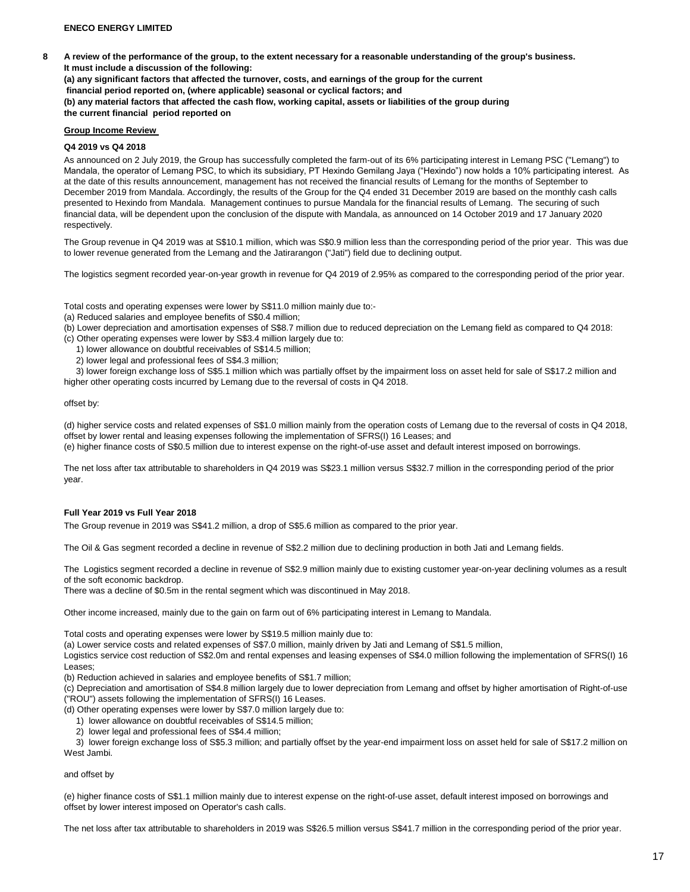**ENECO ENERGY LIMITED**

**8 A review of the performance of the group, to the extent necessary for a reasonable understanding of the group's business. It must include a discussion of the following:**
**(a) any significant factors that affected the turnover, costs, and earnings of the group for the current financial period reported on, (where applicable) seasonal or cyclical factors; and**
**(b) any material factors that affected the cash flow, working capital, assets or liabilities of the group during the current financial period reported on**

**Group Income Review**

**Q4 2019 vs Q4 2018**

As announced on 2 July 2019, the Group has successfully completed the farm-out of its 6% participating interest in Lemang PSC ("Lemang") to Mandala, the operator of Lemang PSC, to which its subsidiary, PT Hexindo Gemilang Jaya ("Hexindo") now holds a 10% participating interest. As at the date of this results announcement, management has not received the financial results of Lemang for the months of September to December 2019 from Mandala. Accordingly, the results of the Group for the Q4 ended 31 December 2019 are based on the monthly cash calls presented to Hexindo from Mandala. Management continues to pursue Mandala for the financial results of Lemang. The securing of such financial data, will be dependent upon the conclusion of the dispute with Mandala, as announced on 14 October 2019 and 17 January 2020 respectively.

The Group revenue in Q4 2019 was at S$10.1 million, which was S$0.9 million less than the corresponding period of the prior year. This was due to lower revenue generated from the Lemang and the Jatirarangon ("Jati") field due to declining output.

The logistics segment recorded year-on-year growth in revenue for Q4 2019 of 2.95% as compared to the corresponding period of the prior year.

Total costs and operating expenses were lower by S$11.0 million mainly due to:-
(a) Reduced salaries and employee benefits of S$0.4 million;
(b) Lower depreciation and amortisation expenses of S$8.7 million due to reduced depreciation on the Lemang field as compared to Q4 2018:
(c) Other operating expenses were lower by S$3.4 million largely due to:
  1) lower allowance on doubtful receivables of S$14.5 million;
  2) lower legal and professional fees of S$4.3 million;
  3) lower foreign exchange loss of S$5.1 million which was partially offset by the impairment loss on asset held for sale of S$17.2 million and higher other operating costs incurred by Lemang due to the reversal of costs in Q4 2018.

offset by:

(d) higher service costs and related expenses of S$1.0 million mainly from the operation costs of Lemang due to the reversal of costs in Q4 2018, offset by lower rental and leasing expenses following the implementation of SFRS(I) 16 Leases; and
(e) higher finance costs of S$0.5 million due to interest expense on the right-of-use asset and default interest imposed on borrowings.

The net loss after tax attributable to shareholders in Q4 2019 was S$23.1 million versus S$32.7 million in the corresponding period of the prior year.

**Full Year 2019 vs Full Year 2018**

The Group revenue in 2019 was S$41.2 million, a drop of S$5.6 million as compared to the prior year.

The Oil & Gas segment recorded a decline in revenue of S$2.2 million due to declining production in both Jati and Lemang fields.

The Logistics segment recorded a decline in revenue of S$2.9 million mainly due to existing customer year-on-year declining volumes as a result of the soft economic backdrop.
There was a decline of $0.5m in the rental segment which was discontinued in May 2018.

Other income increased, mainly due to the gain on farm out of 6% participating interest in Lemang to Mandala.

Total costs and operating expenses were lower by S$19.5 million mainly due to:
(a) Lower service costs and related expenses of S$7.0 million, mainly driven by Jati and Lemang of S$1.5 million,
Logistics service cost reduction of S$2.0m and rental expenses and leasing expenses of S$4.0 million following the implementation of SFRS(I) 16 Leases;
(b) Reduction achieved in salaries and employee benefits of S$1.7 million;
(c) Depreciation and amortisation of S$4.8 million largely due to lower depreciation from Lemang and offset by higher amortisation of Right-of-use ("ROU") assets following the implementation of SFRS(I) 16 Leases.
(d) Other operating expenses were lower by S$7.0 million largely due to:
  1) lower allowance on doubtful receivables of S$14.5 million;
  2) lower legal and professional fees of S$4.4 million;
  3) lower foreign exchange loss of S$5.3 million; and partially offset by the year-end impairment loss on asset held for sale of S$17.2 million on West Jambi.

and offset by

(e) higher finance costs of S$1.1 million mainly due to interest expense on the right-of-use asset, default interest imposed on borrowings and offset by lower interest imposed on Operator's cash calls.

The net loss after tax attributable to shareholders in 2019 was S$26.5 million versus S$41.7 million in the corresponding period of the prior year.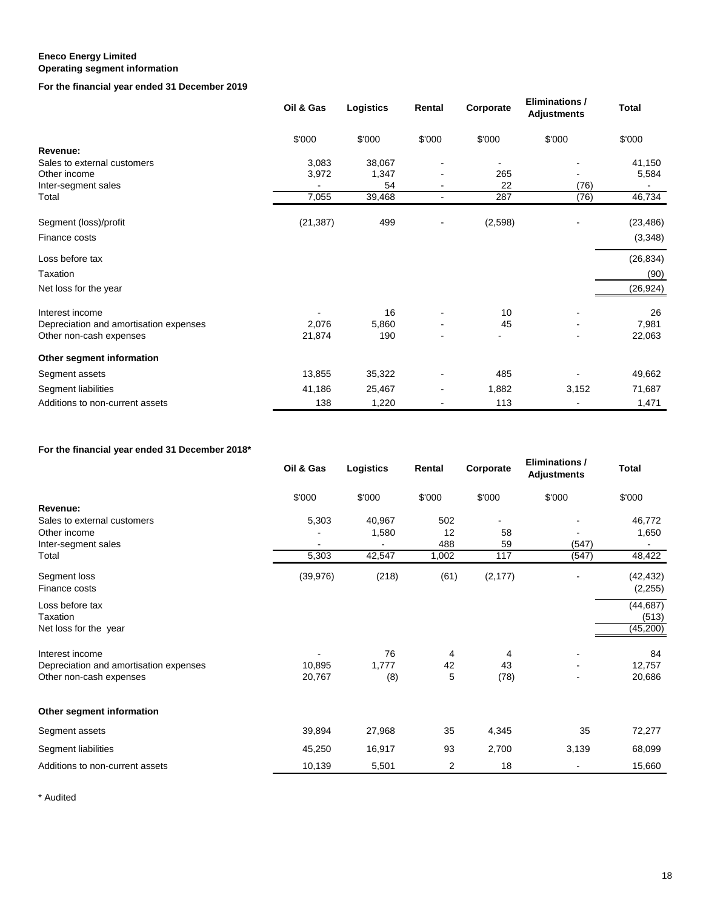**Eneco Energy Limited**
**Operating segment information**

**For the financial year ended 31 December 2019**

| | Oil & Gas | Logistics | Rental | Corporate | Eliminations / Adjustments | Total |
|---|---|---|---|---|---|---|
| | $'000 | $'000 | $'000 | $'000 | $'000 | $'000 |
| **Revenue:** | | | | | | |
| Sales to external customers | 3,083 | 38,067 | - | - | - | 41,150 |
| Other income | 3,972 | 1,347 | - | 265 | - | 5,584 |
| Inter-segment sales | - | 54 | - | 22 | (76) | - |
| Total | 7,055 | 39,468 | - | 287 | (76) | 46,734 |
| Segment (loss)/profit | (21,387) | 499 | - | (2,598) | - | (23,486) |
| Finance costs | | | | | | (3,348) |
| Loss before tax | | | | | | (26,834) |
| Taxation | | | | | | (90) |
| Net loss for the year | | | | | | (26,924) |
| Interest income | - | 16 | - | 10 | - | 26 |
| Depreciation and amortisation expenses | 2,076 | 5,860 | - | 45 | - | 7,981 |
| Other non-cash expenses | 21,874 | 190 | - | - | - | 22,063 |
| **Other segment information** | | | | | | |
| Segment assets | 13,855 | 35,322 | - | 485 | - | 49,662 |
| Segment liabilities | 41,186 | 25,467 | - | 1,882 | 3,152 | 71,687 |
| Additions to non-current assets | 138 | 1,220 | - | 113 | - | 1,471 |

**For the financial year ended 31 December 2018***

| | Oil & Gas | Logistics | Rental | Corporate | Eliminations / Adjustments | Total |
|---|---|---|---|---|---|---|
| | $'000 | $'000 | $'000 | $'000 | $'000 | $'000 |
| **Revenue:** | | | | | | |
| Sales to external customers | 5,303 | 40,967 | 502 | - | - | 46,772 |
| Other income | - | 1,580 | 12 | 58 | - | 1,650 |
| Inter-segment sales | - | - | 488 | 59 | (547) | - |
| Total | 5,303 | 42,547 | 1,002 | 117 | (547) | 48,422 |
| Segment loss | (39,976) | (218) | (61) | (2,177) | - | (42,432) |
| Finance costs | | | | | | (2,255) |
| Loss before tax | | | | | | (44,687) |
| Taxation | | | | | | (513) |
| Net loss for the year | | | | | | (45,200) |
| Interest income | - | 76 | 4 | 4 | - | 84 |
| Depreciation and amortisation expenses | 10,895 | 1,777 | 42 | 43 | - | 12,757 |
| Other non-cash expenses | 20,767 | (8) | 5 | (78) | - | 20,686 |
| **Other segment information** | | | | | | |
| Segment assets | 39,894 | 27,968 | 35 | 4,345 | 35 | 72,277 |
| Segment liabilities | 45,250 | 16,917 | 93 | 2,700 | 3,139 | 68,099 |
| Additions to non-current assets | 10,139 | 5,501 | 2 | 18 | - | 15,660 |

* Audited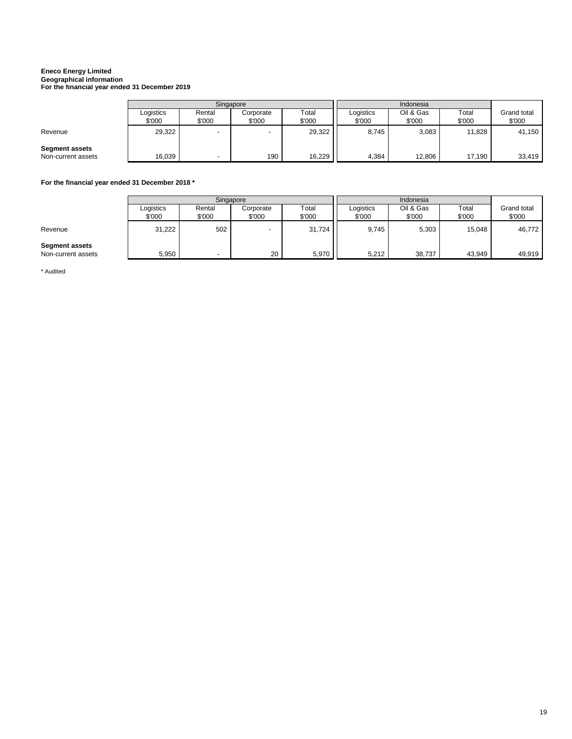**Eneco Energy Limited**
**Geographical information**
**For the financial year ended 31 December 2019**

| | Singapore | | | | Indonesia | | | |
|---|---|---|---|---|---|---|---|---|
| | Logistics $'000 | Rental $'000 | Corporate $'000 | Total $'000 | Logistics $'000 | Oil & Gas $'000 | Total $'000 | Grand total $'000 |
| Revenue | 29,322 | - | - | 29,322 | 8,745 | 3,083 | 11,828 | 41,150 |
| **Segment assets** | | | | | | | | |
| Non-current assets | 16,039 | - | 190 | 16,229 | 4,384 | 12,806 | 17,190 | 33,419 |

**For the financial year ended 31 December 2018 ***

| | Singapore | | | | Indonesia | | | |
|---|---|---|---|---|---|---|---|---|
| | Logistics $'000 | Rental $'000 | Corporate $'000 | Total $'000 | Logistics $'000 | Oil & Gas $'000 | Total $'000 | Grand total $'000 |
| Revenue | 31,222 | 502 | - | 31,724 | 9,745 | 5,303 | 15,048 | 46,772 |
| **Segment assets** | | | | | | | | |
| Non-current assets | 5,950 | - | 20 | 5,970 | 5,212 | 38,737 | 43,949 | 49,919 |

* Audited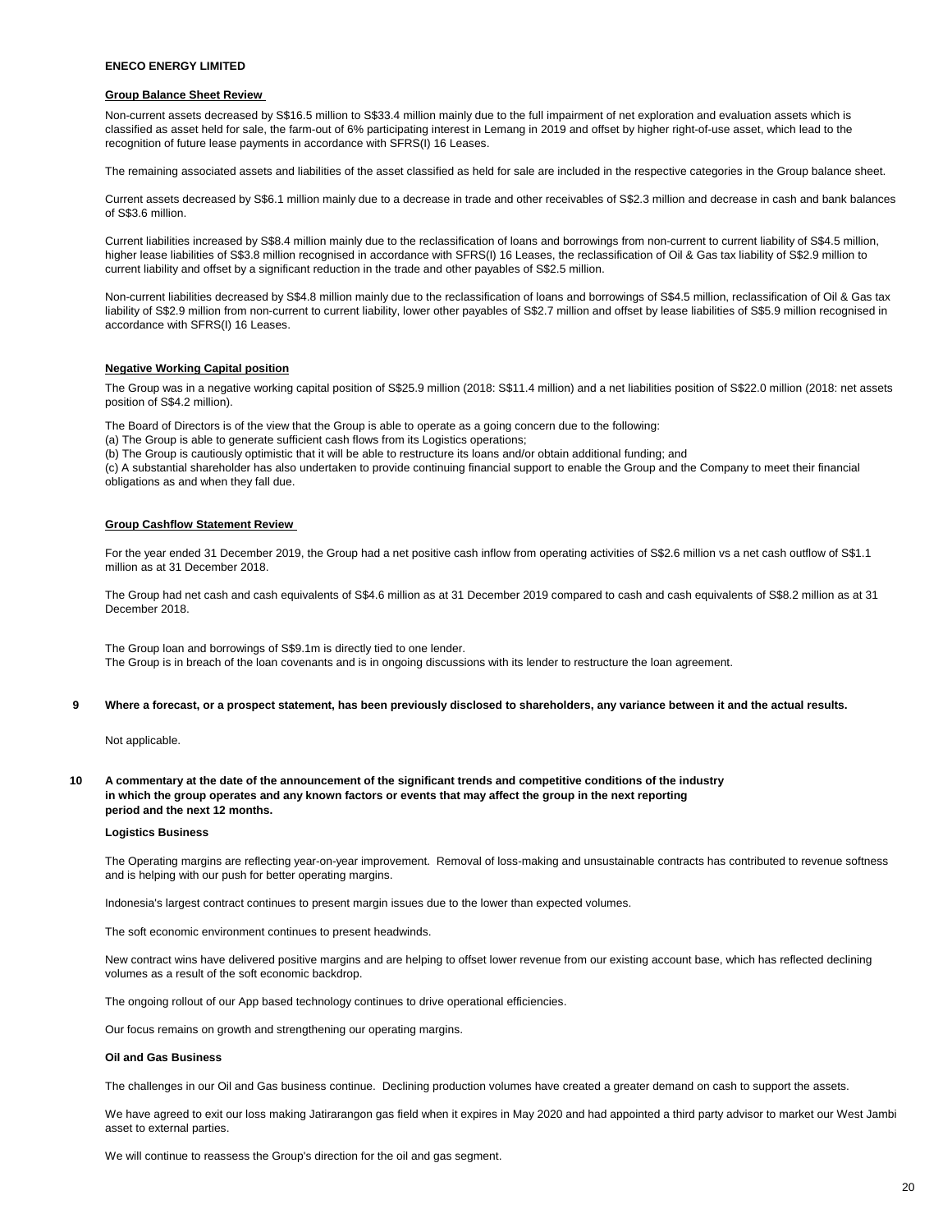**ENECO ENERGY LIMITED**

**Group Balance Sheet Review**

Non-current assets decreased by S$16.5 million to S$33.4 million mainly due to the full impairment of net exploration and evaluation assets which is classified as asset held for sale, the farm-out of 6% participating interest in Lemang in 2019 and offset by higher right-of-use asset, which lead to the recognition of future lease payments in accordance with SFRS(I) 16 Leases.

The remaining associated assets and liabilities of the asset classified as held for sale are included in the respective categories in the Group balance sheet.

Current assets decreased by S$6.1 million mainly due to a decrease in trade and other receivables of S$2.3 million and decrease in cash and bank balances of S$3.6 million.

Current liabilities increased by S$8.4 million mainly due to the reclassification of loans and borrowings from non-current to current liability of S$4.5 million, higher lease liabilities of S$3.8 million recognised in accordance with SFRS(I) 16 Leases, the reclassification of Oil & Gas tax liability of S$2.9 million to current liability and offset by a significant reduction in the trade and other payables of S$2.5 million.

Non-current liabilities decreased by S$4.8 million mainly due to the reclassification of loans and borrowings of S$4.5 million, reclassification of Oil & Gas tax liability of S$2.9 million from non-current to current liability, lower other payables of S$2.7 million and offset by lease liabilities of S$5.9 million recognised in accordance with SFRS(I) 16 Leases.

**Negative Working Capital position**

The Group was in a negative working capital position of S$25.9 million (2018: S$11.4 million) and a net liabilities position of S$22.0 million (2018: net assets position of S$4.2 million).

The Board of Directors is of the view that the Group is able to operate as a going concern due to the following:
(a) The Group is able to generate sufficient cash flows from its Logistics operations;
(b) The Group is cautiously optimistic that it will be able to restructure its loans and/or obtain additional funding; and
(c) A substantial shareholder has also undertaken to provide continuing financial support to enable the Group and the Company to meet their financial obligations as and when they fall due.

**Group Cashflow Statement Review**

For the year ended 31 December 2019, the Group had a net positive cash inflow from operating activities of S$2.6 million vs a net cash outflow of S$1.1 million as at 31 December 2018.

The Group had net cash and cash equivalents of S$4.6 million as at 31 December 2019 compared to cash and cash equivalents of S$8.2 million as at 31 December 2018.

The Group loan and borrowings of S$9.1m is directly tied to one lender.
The Group is in breach of the loan covenants and is in ongoing discussions with its lender to restructure the loan agreement.

**9 Where a forecast, or a prospect statement, has been previously disclosed to shareholders, any variance between it and the actual results.**

Not applicable.

**10 A commentary at the date of the announcement of the significant trends and competitive conditions of the industry in which the group operates and any known factors or events that may affect the group in the next reporting period and the next 12 months.**

**Logistics Business**

The Operating margins are reflecting year-on-year improvement. Removal of loss-making and unsustainable contracts has contributed to revenue softness and is helping with our push for better operating margins.

Indonesia's largest contract continues to present margin issues due to the lower than expected volumes.

The soft economic environment continues to present headwinds.

New contract wins have delivered positive margins and are helping to offset lower revenue from our existing account base, which has reflected declining volumes as a result of the soft economic backdrop.

The ongoing rollout of our App based technology continues to drive operational efficiencies.

Our focus remains on growth and strengthening our operating margins.

**Oil and Gas Business**

The challenges in our Oil and Gas business continue. Declining production volumes have created a greater demand on cash to support the assets.

We have agreed to exit our loss making Jatirarangon gas field when it expires in May 2020 and had appointed a third party advisor to market our West Jambi asset to external parties.

We will continue to reassess the Group's direction for the oil and gas segment.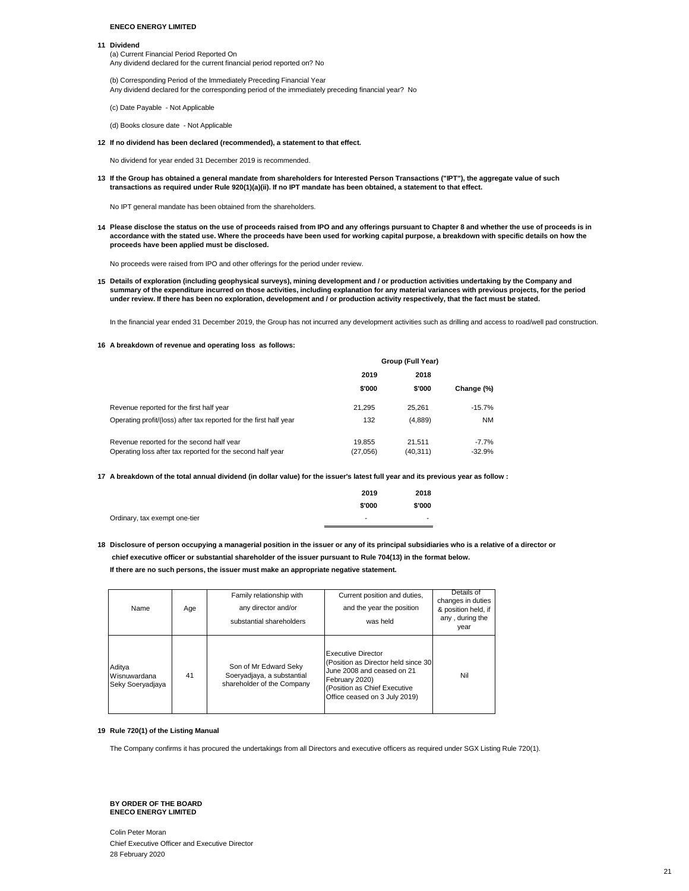**ENECO ENERGY LIMITED**

## 11 Dividend

(a) Current Financial Period Reported On
Any dividend declared for the current financial period reported on? No

(b) Corresponding Period of the Immediately Preceding Financial Year
Any dividend declared for the corresponding period of the immediately preceding financial year? No

(c) Date Payable - Not Applicable

(d) Books closure date - Not Applicable

## 12 If no dividend has been declared (recommended), a statement to that effect.

No dividend for year ended 31 December 2019 is recommended.

## 13 If the Group has obtained a general mandate from shareholders for Interested Person Transactions ("IPT"), the aggregate value of such transactions as required under Rule 920(1)(a)(ii). If no IPT mandate has been obtained, a statement to that effect.

No IPT general mandate has been obtained from the shareholders.

## 14 Please disclose the status on the use of proceeds raised from IPO and any offerings pursuant to Chapter 8 and whether the use of proceeds is in accordance with the stated use. Where the proceeds have been used for working capital purpose, a breakdown with specific details on how the proceeds have been applied must be disclosed.

No proceeds were raised from IPO and other offerings for the period under review.

## 15 Details of exploration (including geophysical surveys), mining development and / or production activities undertaking by the Company and summary of the expenditure incurred on those activities, including explanation for any material variances with previous projects, for the period under review. If there has been no exploration, development and / or production activity respectively, that the fact must be stated.

In the financial year ended 31 December 2019, the Group has not incurred any development activities such as drilling and access to road/well pad construction.

## 16 A breakdown of revenue and operating loss as follows:

| | Group (Full Year) | | |
|---|---|---|---|
| | 2019 | 2018 | |
| | $'000 | $'000 | Change (%) |
| Revenue reported for the first half year | 21,295 | 25,261 | -15.7% |
| Operating profit/(loss) after tax reported for the first half year | 132 | (4,889) | NM |
| Revenue reported for the second half year | 19,855 | 21,511 | -7.7% |
| Operating loss after tax reported for the second half year | (27,056) | (40,311) | -32.9% |

## 17 A breakdown of the total annual dividend (in dollar value) for the issuer's latest full year and its previous year as follow :

| | 2019 | 2018 |
|---|---|---|
| | $'000 | $'000 |
| Ordinary, tax exempt one-tier | - | - |

## 18 Disclosure of person occupying a managerial position in the issuer or any of its principal subsidiaries who is a relative of a director or chief executive officer or substantial shareholder of the issuer pursuant to Rule 704(13) in the format below. If there are no such persons, the issuer must make an appropriate negative statement.

| Name | Age | Family relationship with any director and/or substantial shareholders | Current position and duties, and the year the position was held | Details of changes in duties & position held, if any , during the year |
|---|---|---|---|---|
| Aditya Wisnuwardana Seky Soeryadjaya | 41 | Son of Mr Edward Seky Soeryadjaya, a substantial shareholder of the Company | Executive Director (Position as Director held since 30 June 2008 and ceased on 21 February 2020) (Position as Chief Executive Office ceased on 3 July 2019) | Nil |

## 19 Rule 720(1) of the Listing Manual

The Company confirms it has procured the undertakings from all Directors and executive officers as required under SGX Listing Rule 720(1).

**BY ORDER OF THE BOARD**
**ENECO ENERGY LIMITED**

Colin Peter Moran
Chief Executive Officer and Executive Director
28 February 2020